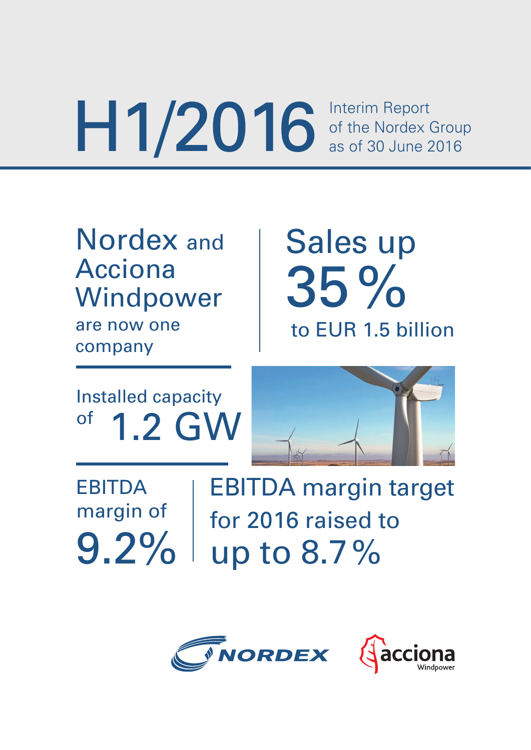# H1/2016

Interim Report of the Nordex Group as of 30 June 2016

## Nordex and Acciona Windpower are now one company

## Sales up 35 % to EUR 1.5 billion

## Installed capacity of 1.2 GW

## EBITDA margin of 9.2%

## EBITDA margin target for 2016 raised to up to 8.7 %

NORDEX

acciona Windpower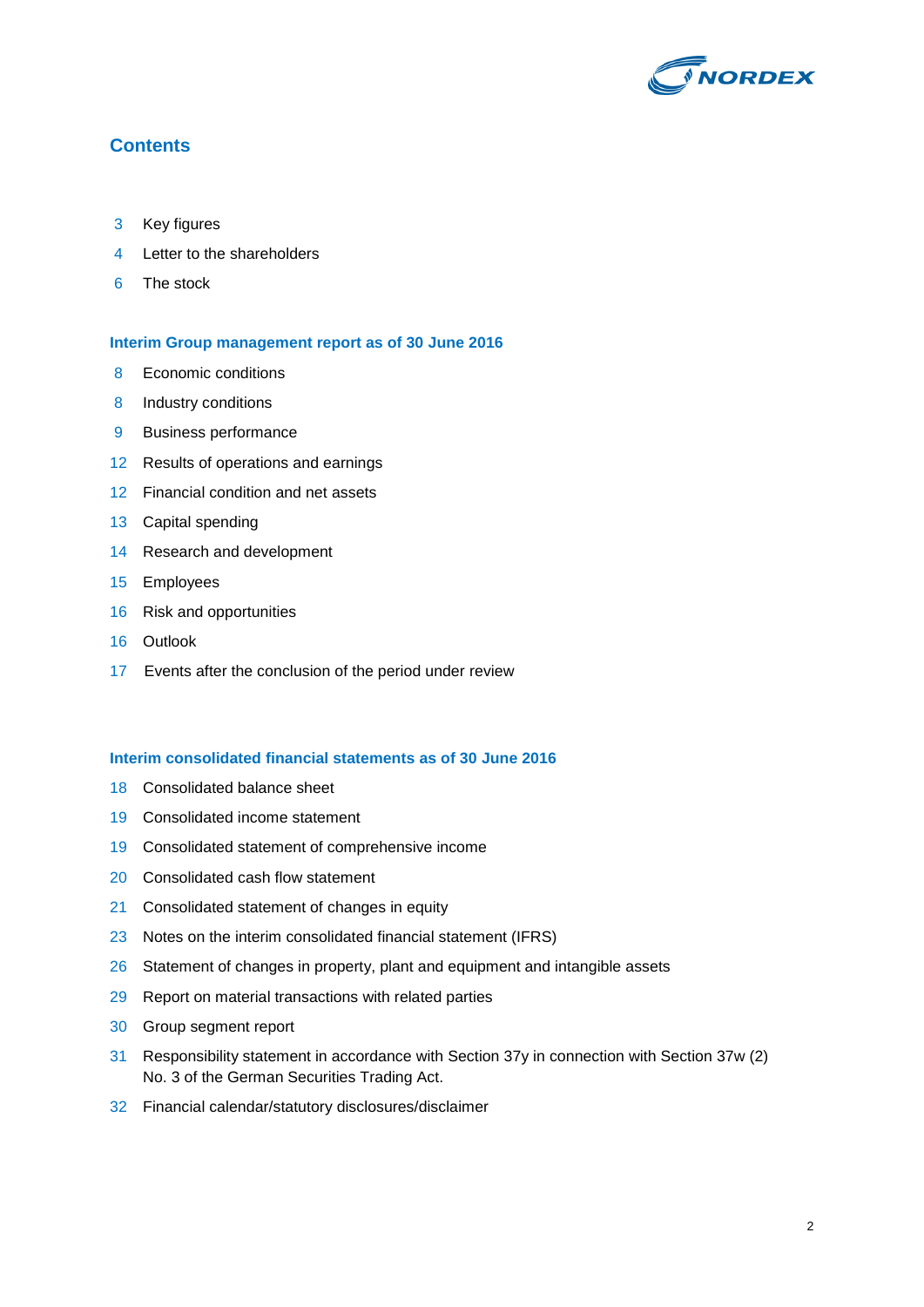## Contents

3 Key figures

4 Letter to the shareholders

6 The stock

### Interim Group management report as of 30 June 2016

8 Economic conditions

8 Industry conditions

9 Business performance

12 Results of operations and earnings

12 Financial condition and net assets

13 Capital spending

14 Research and development

15 Employees

16 Risk and opportunities

16 Outlook

17 Events after the conclusion of the period under review

### Interim consolidated financial statements as of 30 June 2016

18 Consolidated balance sheet

19 Consolidated income statement

19 Consolidated statement of comprehensive income

20 Consolidated cash flow statement

21 Consolidated statement of changes in equity

23 Notes on the interim consolidated financial statement (IFRS)

26 Statement of changes in property, plant and equipment and intangible assets

29 Report on material transactions with related parties

30 Group segment report

31 Responsibility statement in accordance with Section 37y in connection with Section 37w (2) No. 3 of the German Securities Trading Act.

32 Financial calendar/statutory disclosures/disclaimer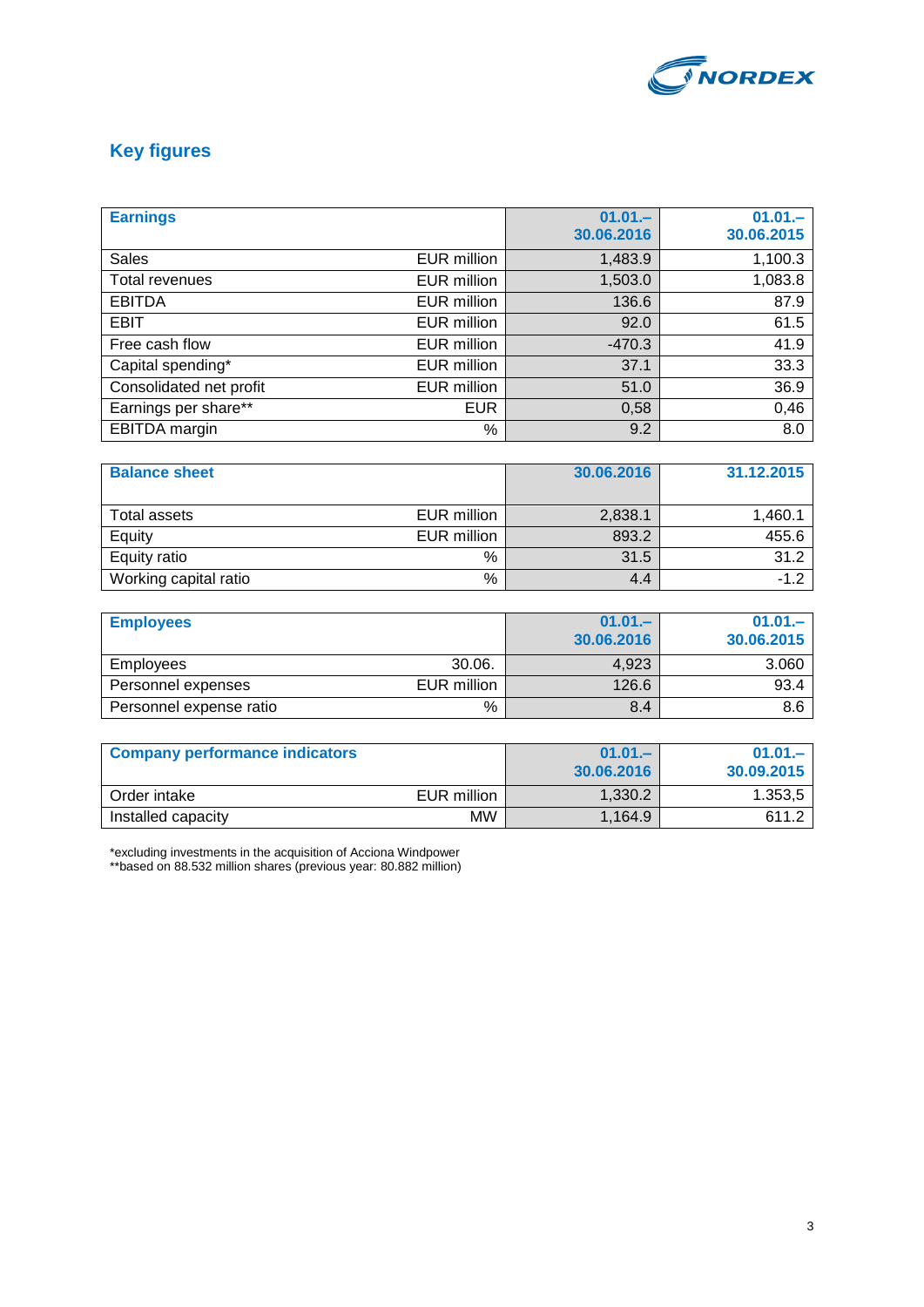## Key figures

| Earnings | | 01.01.– 30.06.2016 | 01.01.– 30.06.2015 |
|---|---|---|---|
| Sales | EUR million | 1,483.9 | 1,100.3 |
| Total revenues | EUR million | 1,503.0 | 1,083.8 |
| EBITDA | EUR million | 136.6 | 87.9 |
| EBIT | EUR million | 92.0 | 61.5 |
| Free cash flow | EUR million | -470.3 | 41.9 |
| Capital spending* | EUR million | 37.1 | 33.3 |
| Consolidated net profit | EUR million | 51.0 | 36.9 |
| Earnings per share** | EUR | 0,58 | 0,46 |
| EBITDA margin | % | 9.2 | 8.0 |

| Balance sheet | | 30.06.2016 | 31.12.2015 |
|---|---|---|---|
| Total assets | EUR million | 2,838.1 | 1,460.1 |
| Equity | EUR million | 893.2 | 455.6 |
| Equity ratio | % | 31.5 | 31.2 |
| Working capital ratio | % | 4.4 | -1.2 |

| Employees | | 01.01.– 30.06.2016 | 01.01.– 30.06.2015 |
|---|---|---|---|
| Employees | 30.06. | 4,923 | 3.060 |
| Personnel expenses | EUR million | 126.6 | 93.4 |
| Personnel expense ratio | % | 8.4 | 8.6 |

| Company performance indicators | | 01.01.– 30.06.2016 | 01.01.– 30.09.2015 |
|---|---|---|---|
| Order intake | EUR million | 1,330.2 | 1.353,5 |
| Installed capacity | MW | 1,164.9 | 611.2 |

*excluding investments in the acquisition of Acciona Windpower
**based on 88.532 million shares (previous year: 80.882 million)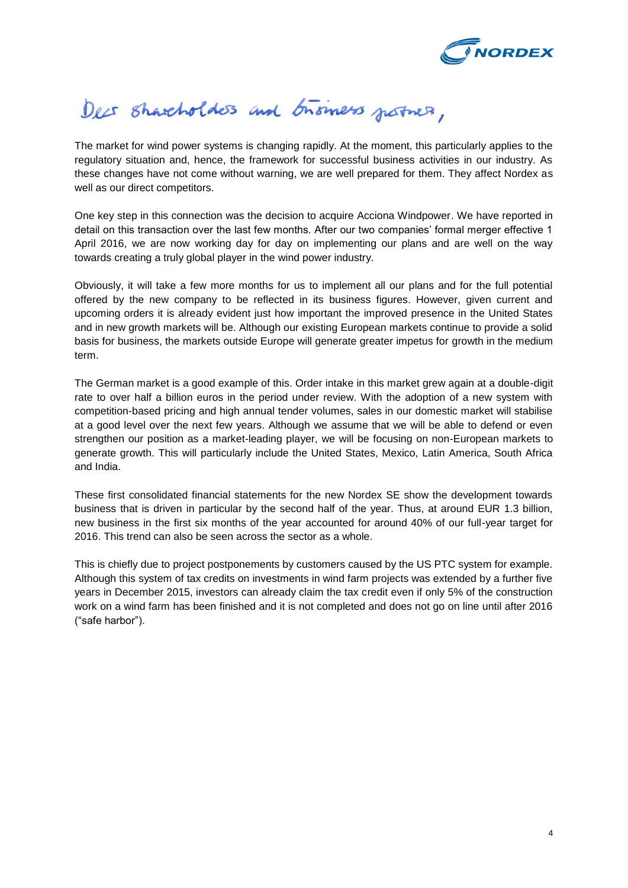Dear shareholders and business partners,

The market for wind power systems is changing rapidly. At the moment, this particularly applies to the regulatory situation and, hence, the framework for successful business activities in our industry. As these changes have not come without warning, we are well prepared for them. They affect Nordex as well as our direct competitors.

One key step in this connection was the decision to acquire Acciona Windpower. We have reported in detail on this transaction over the last few months. After our two companies' formal merger effective 1 April 2016, we are now working day for day on implementing our plans and are well on the way towards creating a truly global player in the wind power industry.

Obviously, it will take a few more months for us to implement all our plans and for the full potential offered by the new company to be reflected in its business figures. However, given current and upcoming orders it is already evident just how important the improved presence in the United States and in new growth markets will be. Although our existing European markets continue to provide a solid basis for business, the markets outside Europe will generate greater impetus for growth in the medium term.

The German market is a good example of this. Order intake in this market grew again at a double-digit rate to over half a billion euros in the period under review. With the adoption of a new system with competition-based pricing and high annual tender volumes, sales in our domestic market will stabilise at a good level over the next few years. Although we assume that we will be able to defend or even strengthen our position as a market-leading player, we will be focusing on non-European markets to generate growth. This will particularly include the United States, Mexico, Latin America, South Africa and India.

These first consolidated financial statements for the new Nordex SE show the development towards business that is driven in particular by the second half of the year. Thus, at around EUR 1.3 billion, new business in the first six months of the year accounted for around 40% of our full-year target for 2016. This trend can also be seen across the sector as a whole.

This is chiefly due to project postponements by customers caused by the US PTC system for example. Although this system of tax credits on investments in wind farm projects was extended by a further five years in December 2015, investors can already claim the tax credit even if only 5% of the construction work on a wind farm has been finished and it is not completed and does not go on line until after 2016 ("safe harbor").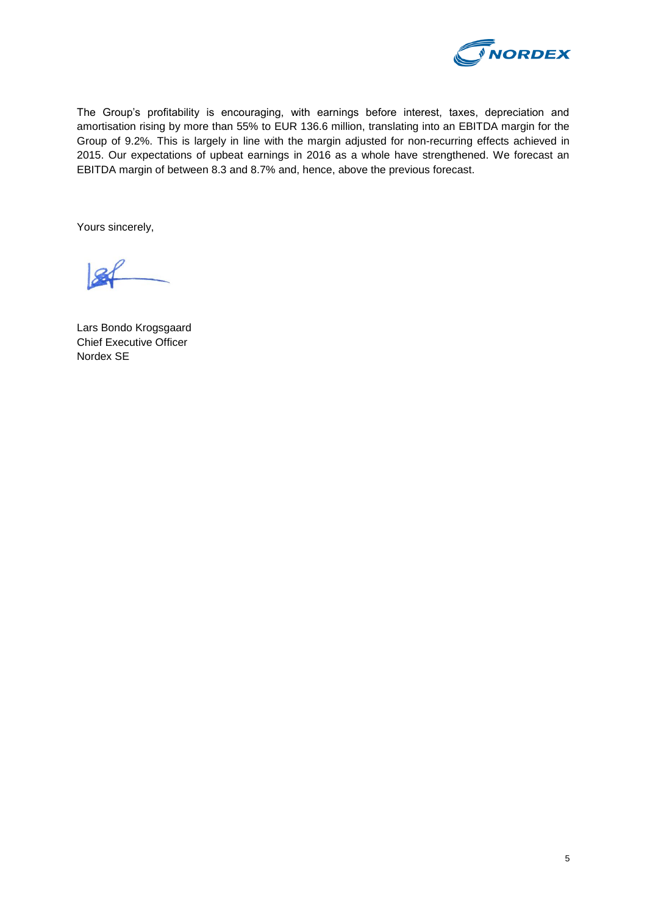The Group's profitability is encouraging, with earnings before interest, taxes, depreciation and amortisation rising by more than 55% to EUR 136.6 million, translating into an EBITDA margin for the Group of 9.2%. This is largely in line with the margin adjusted for non-recurring effects achieved in 2015. Our expectations of upbeat earnings in 2016 as a whole have strengthened. We forecast an EBITDA margin of between 8.3 and 8.7% and, hence, above the previous forecast.

Yours sincerely,

Lars Bondo Krogsgaard
Chief Executive Officer
Nordex SE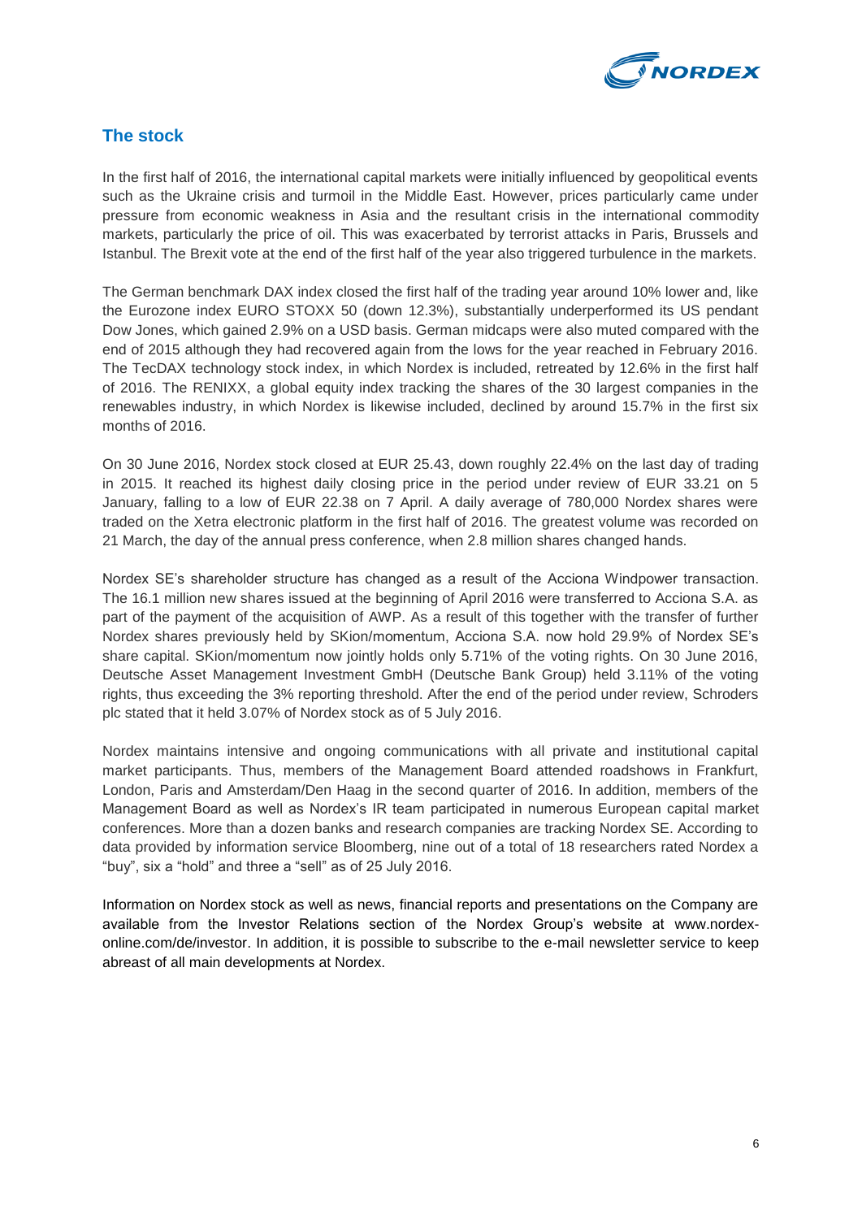## The stock

In the first half of 2016, the international capital markets were initially influenced by geopolitical events such as the Ukraine crisis and turmoil in the Middle East. However, prices particularly came under pressure from economic weakness in Asia and the resultant crisis in the international commodity markets, particularly the price of oil. This was exacerbated by terrorist attacks in Paris, Brussels and Istanbul. The Brexit vote at the end of the first half of the year also triggered turbulence in the markets.

The German benchmark DAX index closed the first half of the trading year around 10% lower and, like the Eurozone index EURO STOXX 50 (down 12.3%), substantially underperformed its US pendant Dow Jones, which gained 2.9% on a USD basis. German midcaps were also muted compared with the end of 2015 although they had recovered again from the lows for the year reached in February 2016. The TecDAX technology stock index, in which Nordex is included, retreated by 12.6% in the first half of 2016. The RENIXX, a global equity index tracking the shares of the 30 largest companies in the renewables industry, in which Nordex is likewise included, declined by around 15.7% in the first six months of 2016.

On 30 June 2016, Nordex stock closed at EUR 25.43, down roughly 22.4% on the last day of trading in 2015. It reached its highest daily closing price in the period under review of EUR 33.21 on 5 January, falling to a low of EUR 22.38 on 7 April. A daily average of 780,000 Nordex shares were traded on the Xetra electronic platform in the first half of 2016. The greatest volume was recorded on 21 March, the day of the annual press conference, when 2.8 million shares changed hands.

Nordex SE's shareholder structure has changed as a result of the Acciona Windpower transaction. The 16.1 million new shares issued at the beginning of April 2016 were transferred to Acciona S.A. as part of the payment of the acquisition of AWP. As a result of this together with the transfer of further Nordex shares previously held by SKion/momentum, Acciona S.A. now hold 29.9% of Nordex SE's share capital. SKion/momentum now jointly holds only 5.71% of the voting rights. On 30 June 2016, Deutsche Asset Management Investment GmbH (Deutsche Bank Group) held 3.11% of the voting rights, thus exceeding the 3% reporting threshold. After the end of the period under review, Schroders plc stated that it held 3.07% of Nordex stock as of 5 July 2016.

Nordex maintains intensive and ongoing communications with all private and institutional capital market participants. Thus, members of the Management Board attended roadshows in Frankfurt, London, Paris and Amsterdam/Den Haag in the second quarter of 2016. In addition, members of the Management Board as well as Nordex's IR team participated in numerous European capital market conferences. More than a dozen banks and research companies are tracking Nordex SE. According to data provided by information service Bloomberg, nine out of a total of 18 researchers rated Nordex a "buy", six a "hold" and three a "sell" as of 25 July 2016.

Information on Nordex stock as well as news, financial reports and presentations on the Company are available from the Investor Relations section of the Nordex Group's website at www.nordex-online.com/de/investor. In addition, it is possible to subscribe to the e-mail newsletter service to keep abreast of all main developments at Nordex.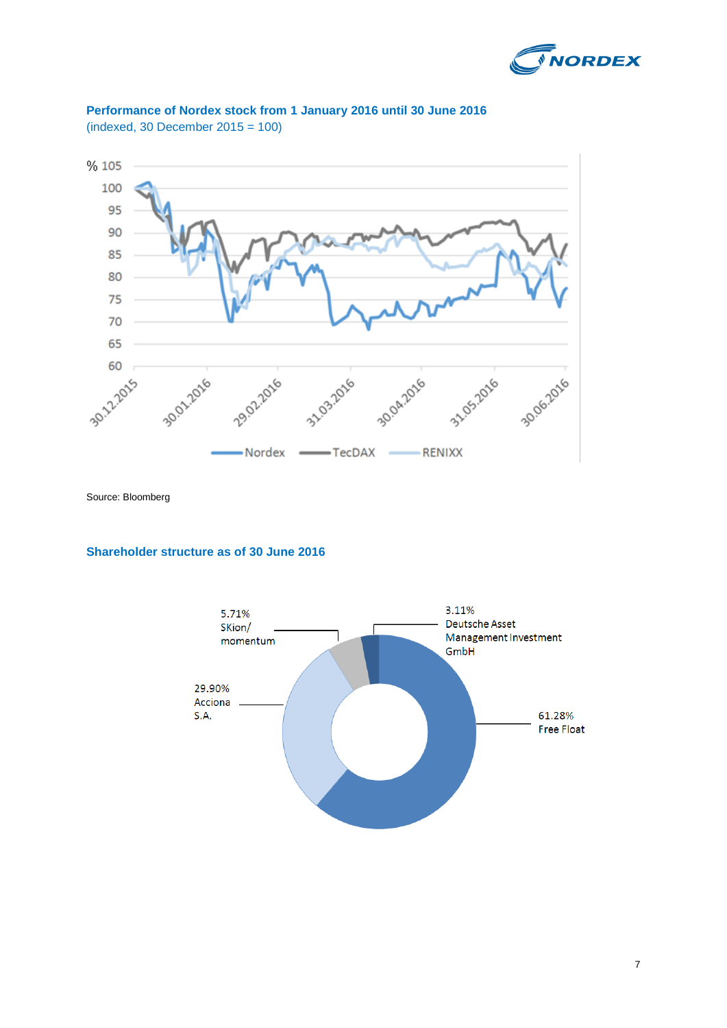### Performance of Nordex stock from 1 January 2016 until 30 June 2016

(indexed, 30 December 2015 = 100)

Source: Bloomberg

### Shareholder structure as of 30 June 2016

| Shareholder | Share |
|---|---|
| Free Float | 61.28% |
| Acciona S.A. | 29.90% |
| SKion/ momentum | 5.71% |
| Deutsche Asset Management Investment GmbH | 3.11% |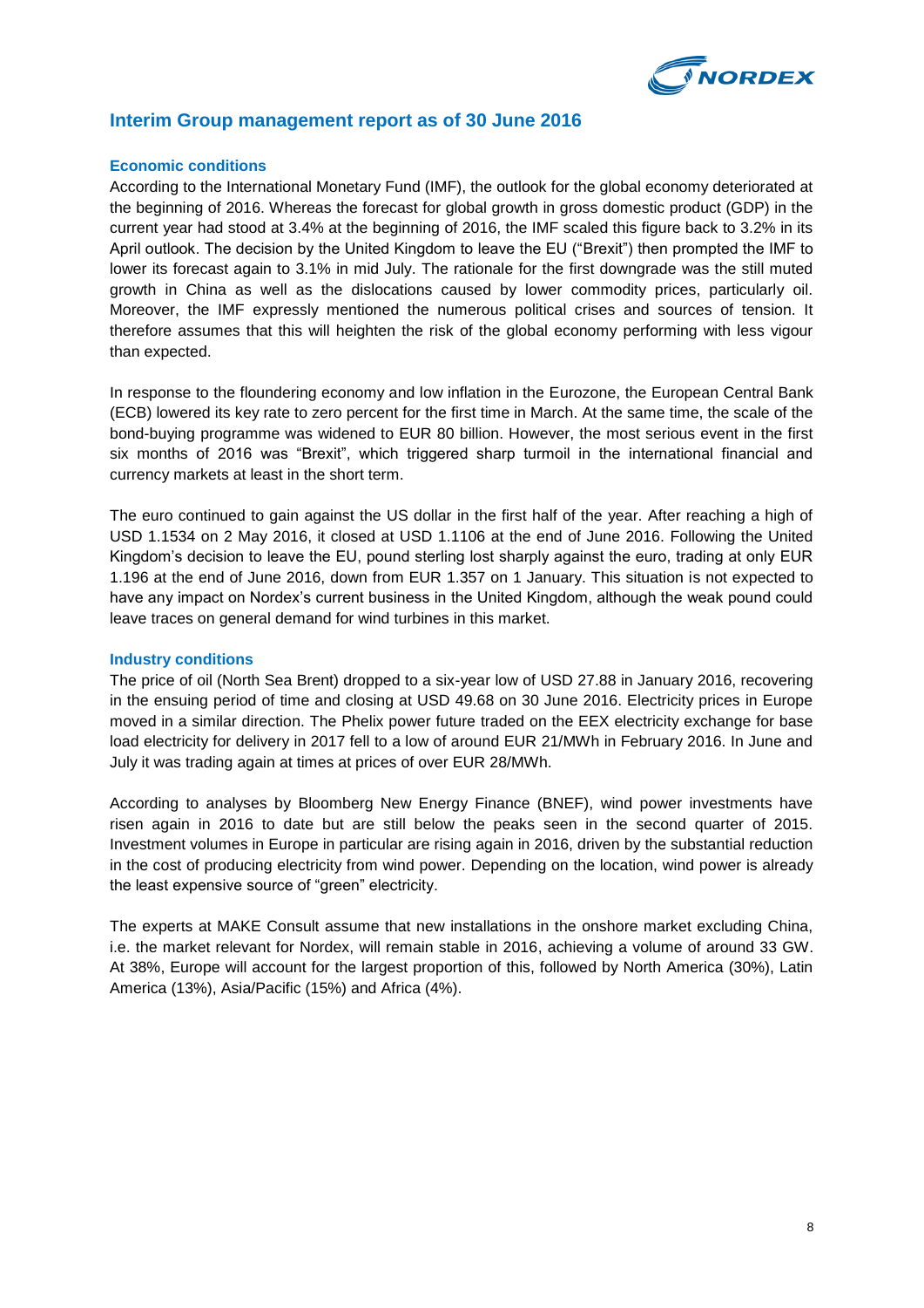## Interim Group management report as of 30 June 2016

### Economic conditions

According to the International Monetary Fund (IMF), the outlook for the global economy deteriorated at the beginning of 2016. Whereas the forecast for global growth in gross domestic product (GDP) in the current year had stood at 3.4% at the beginning of 2016, the IMF scaled this figure back to 3.2% in its April outlook. The decision by the United Kingdom to leave the EU ("Brexit") then prompted the IMF to lower its forecast again to 3.1% in mid July. The rationale for the first downgrade was the still muted growth in China as well as the dislocations caused by lower commodity prices, particularly oil. Moreover, the IMF expressly mentioned the numerous political crises and sources of tension. It therefore assumes that this will heighten the risk of the global economy performing with less vigour than expected.

In response to the floundering economy and low inflation in the Eurozone, the European Central Bank (ECB) lowered its key rate to zero percent for the first time in March. At the same time, the scale of the bond-buying programme was widened to EUR 80 billion. However, the most serious event in the first six months of 2016 was "Brexit", which triggered sharp turmoil in the international financial and currency markets at least in the short term.

The euro continued to gain against the US dollar in the first half of the year. After reaching a high of USD 1.1534 on 2 May 2016, it closed at USD 1.1106 at the end of June 2016. Following the United Kingdom's decision to leave the EU, pound sterling lost sharply against the euro, trading at only EUR 1.196 at the end of June 2016, down from EUR 1.357 on 1 January. This situation is not expected to have any impact on Nordex's current business in the United Kingdom, although the weak pound could leave traces on general demand for wind turbines in this market.

### Industry conditions

The price of oil (North Sea Brent) dropped to a six-year low of USD 27.88 in January 2016, recovering in the ensuing period of time and closing at USD 49.68 on 30 June 2016. Electricity prices in Europe moved in a similar direction. The Phelix power future traded on the EEX electricity exchange for base load electricity for delivery in 2017 fell to a low of around EUR 21/MWh in February 2016. In June and July it was trading again at times at prices of over EUR 28/MWh.

According to analyses by Bloomberg New Energy Finance (BNEF), wind power investments have risen again in 2016 to date but are still below the peaks seen in the second quarter of 2015. Investment volumes in Europe in particular are rising again in 2016, driven by the substantial reduction in the cost of producing electricity from wind power. Depending on the location, wind power is already the least expensive source of "green" electricity.

The experts at MAKE Consult assume that new installations in the onshore market excluding China, i.e. the market relevant for Nordex, will remain stable in 2016, achieving a volume of around 33 GW. At 38%, Europe will account for the largest proportion of this, followed by North America (30%), Latin America (13%), Asia/Pacific (15%) and Africa (4%).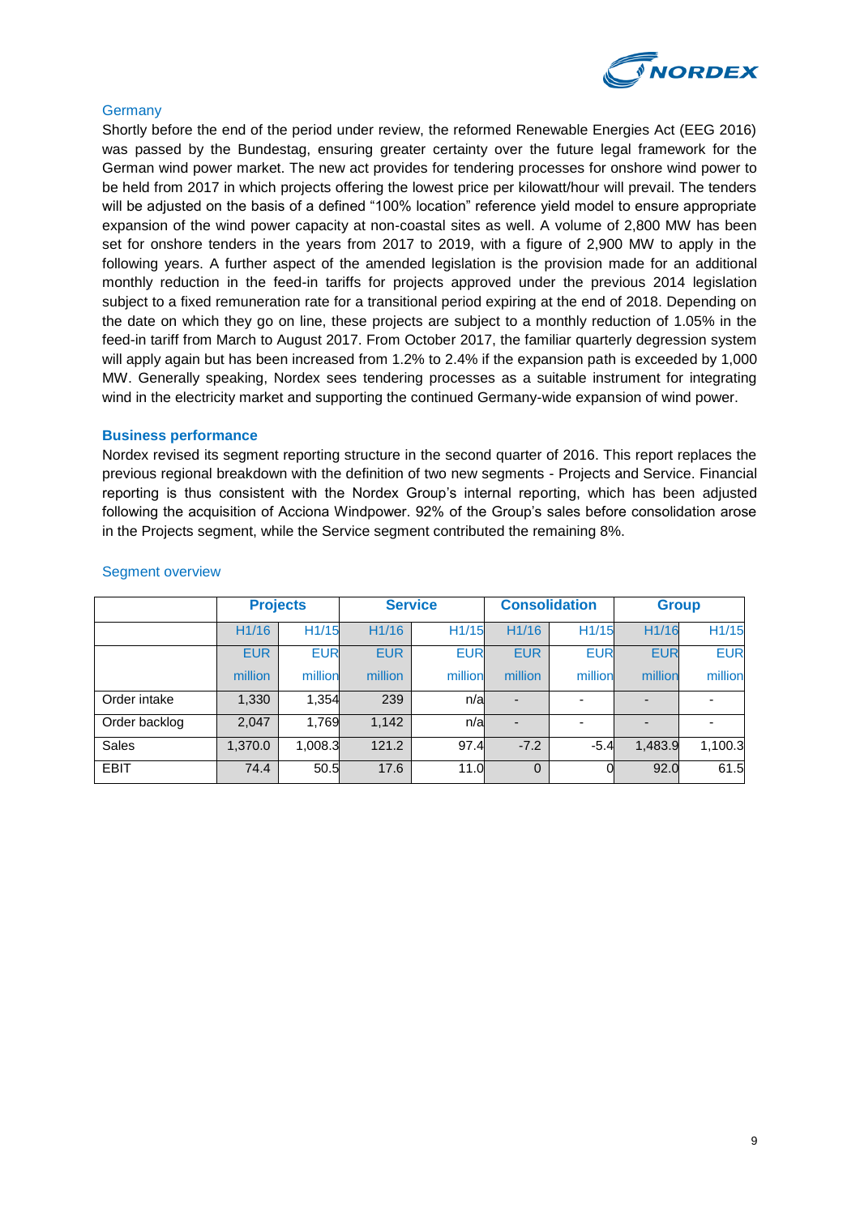### Germany

Shortly before the end of the period under review, the reformed Renewable Energies Act (EEG 2016) was passed by the Bundestag, ensuring greater certainty over the future legal framework for the German wind power market. The new act provides for tendering processes for onshore wind power to be held from 2017 in which projects offering the lowest price per kilowatt/hour will prevail. The tenders will be adjusted on the basis of a defined "100% location" reference yield model to ensure appropriate expansion of the wind power capacity at non-coastal sites as well. A volume of 2,800 MW has been set for onshore tenders in the years from 2017 to 2019, with a figure of 2,900 MW to apply in the following years. A further aspect of the amended legislation is the provision made for an additional monthly reduction in the feed-in tariffs for projects approved under the previous 2014 legislation subject to a fixed remuneration rate for a transitional period expiring at the end of 2018. Depending on the date on which they go on line, these projects are subject to a monthly reduction of 1.05% in the feed-in tariff from March to August 2017. From October 2017, the familiar quarterly degression system will apply again but has been increased from 1.2% to 2.4% if the expansion path is exceeded by 1,000 MW. Generally speaking, Nordex sees tendering processes as a suitable instrument for integrating wind in the electricity market and supporting the continued Germany-wide expansion of wind power.

### Business performance

Nordex revised its segment reporting structure in the second quarter of 2016. This report replaces the previous regional breakdown with the definition of two new segments - Projects and Service. Financial reporting is thus consistent with the Nordex Group's internal reporting, which has been adjusted following the acquisition of Acciona Windpower. 92% of the Group's sales before consolidation arose in the Projects segment, while the Service segment contributed the remaining 8%.

### Segment overview

| | Projects | | Service | | Consolidation | | Group | |
|---|---|---|---|---|---|---|---|---|
| | H1/16 | H1/15 | H1/16 | H1/15 | H1/16 | H1/15 | H1/16 | H1/15 |
| | EUR million | EUR million | EUR million | EUR million | EUR million | EUR million | EUR million | EUR million |
| Order intake | 1,330 | 1,354 | 239 | n/a | - | - | - | - |
| Order backlog | 2,047 | 1,769 | 1,142 | n/a | - | - | - | - |
| Sales | 1,370.0 | 1,008.3 | 121.2 | 97.4 | -7.2 | -5.4 | 1,483.9 | 1,100.3 |
| EBIT | 74.4 | 50.5 | 17.6 | 11.0 | 0 | 0 | 92.0 | 61.5 |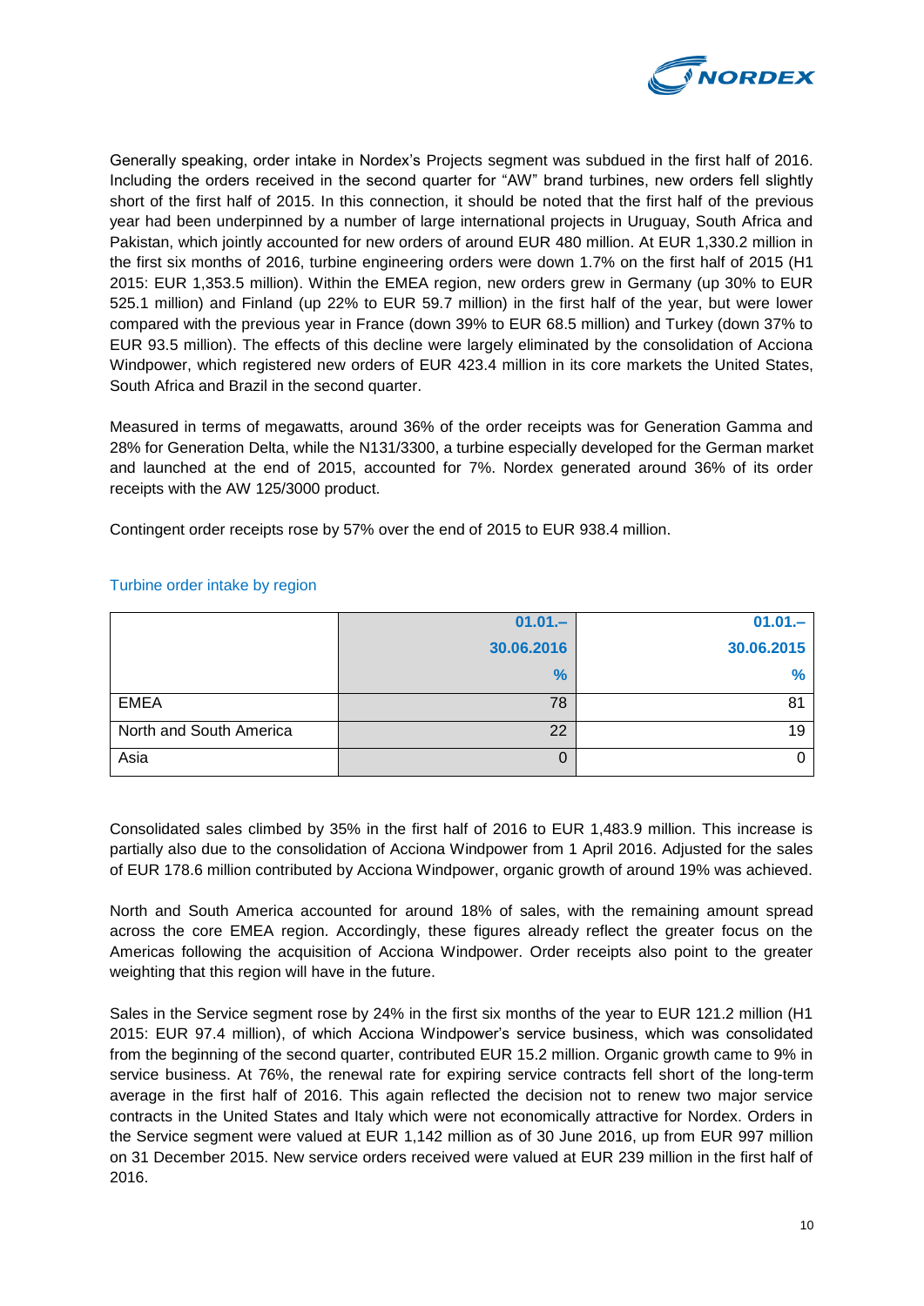Generally speaking, order intake in Nordex's Projects segment was subdued in the first half of 2016. Including the orders received in the second quarter for "AW" brand turbines, new orders fell slightly short of the first half of 2015. In this connection, it should be noted that the first half of the previous year had been underpinned by a number of large international projects in Uruguay, South Africa and Pakistan, which jointly accounted for new orders of around EUR 480 million. At EUR 1,330.2 million in the first six months of 2016, turbine engineering orders were down 1.7% on the first half of 2015 (H1 2015: EUR 1,353.5 million). Within the EMEA region, new orders grew in Germany (up 30% to EUR 525.1 million) and Finland (up 22% to EUR 59.7 million) in the first half of the year, but were lower compared with the previous year in France (down 39% to EUR 68.5 million) and Turkey (down 37% to EUR 93.5 million). The effects of this decline were largely eliminated by the consolidation of Acciona Windpower, which registered new orders of EUR 423.4 million in its core markets the United States, South Africa and Brazil in the second quarter.

Measured in terms of megawatts, around 36% of the order receipts was for Generation Gamma and 28% for Generation Delta, while the N131/3300, a turbine especially developed for the German market and launched at the end of 2015, accounted for 7%. Nordex generated around 36% of its order receipts with the AW 125/3000 product.

Contingent order receipts rose by 57% over the end of 2015 to EUR 938.4 million.

Turbine order intake by region

| | 01.01.–<br>30.06.2016<br>% | 01.01.–<br>30.06.2015<br>% |
|---|---|---|
| EMEA | 78 | 81 |
| North and South America | 22 | 19 |
| Asia | 0 | 0 |

Consolidated sales climbed by 35% in the first half of 2016 to EUR 1,483.9 million. This increase is partially also due to the consolidation of Acciona Windpower from 1 April 2016. Adjusted for the sales of EUR 178.6 million contributed by Acciona Windpower, organic growth of around 19% was achieved.

North and South America accounted for around 18% of sales, with the remaining amount spread across the core EMEA region. Accordingly, these figures already reflect the greater focus on the Americas following the acquisition of Acciona Windpower. Order receipts also point to the greater weighting that this region will have in the future.

Sales in the Service segment rose by 24% in the first six months of the year to EUR 121.2 million (H1 2015: EUR 97.4 million), of which Acciona Windpower's service business, which was consolidated from the beginning of the second quarter, contributed EUR 15.2 million. Organic growth came to 9% in service business. At 76%, the renewal rate for expiring service contracts fell short of the long-term average in the first half of 2016. This again reflected the decision not to renew two major service contracts in the United States and Italy which were not economically attractive for Nordex. Orders in the Service segment were valued at EUR 1,142 million as of 30 June 2016, up from EUR 997 million on 31 December 2015. New service orders received were valued at EUR 239 million in the first half of 2016.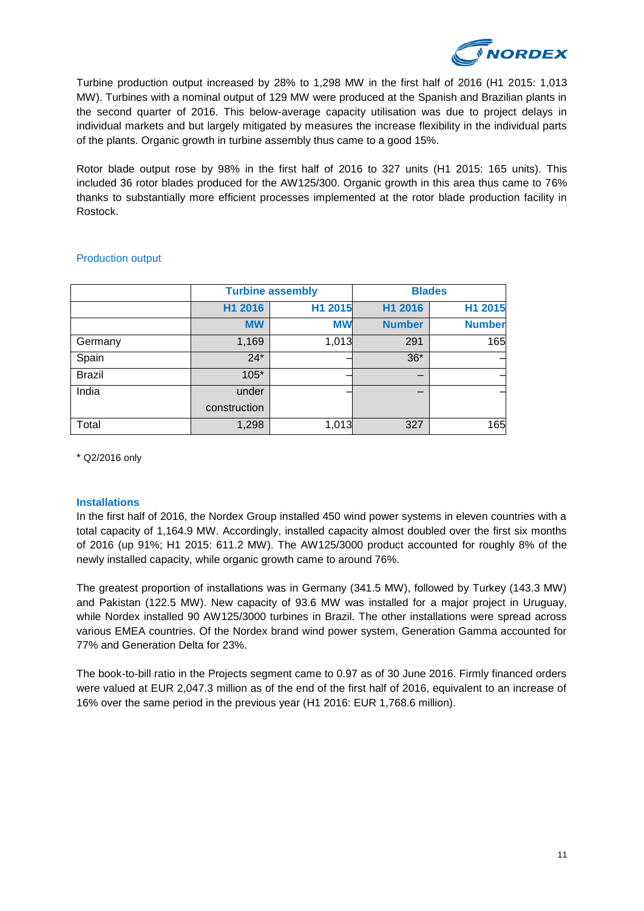Turbine production output increased by 28% to 1,298 MW in the first half of 2016 (H1 2015: 1,013 MW). Turbines with a nominal output of 129 MW were produced at the Spanish and Brazilian plants in the second quarter of 2016. This below-average capacity utilisation was due to project delays in individual markets and but largely mitigated by measures the increase flexibility in the individual parts of the plants. Organic growth in turbine assembly thus came to a good 15%.

Rotor blade output rose by 98% in the first half of 2016 to 327 units (H1 2015: 165 units). This included 36 rotor blades produced for the AW125/300. Organic growth in this area thus came to 76% thanks to substantially more efficient processes implemented at the rotor blade production facility in Rostock.

Production output

| | Turbine assembly | | Blades | |
|---|---|---|---|---|
| | H1 2016 | H1 2015 | H1 2016 | H1 2015 |
| | MW | MW | Number | Number |
| Germany | 1,169 | 1,013 | 291 | 165 |
| Spain | 24* | – | 36* | – |
| Brazil | 105* | – | – | – |
| India | under construction | – | – | – |
| Total | 1,298 | 1,013 | 327 | 165 |

* Q2/2016 only

### Installations

In the first half of 2016, the Nordex Group installed 450 wind power systems in eleven countries with a total capacity of 1,164.9 MW. Accordingly, installed capacity almost doubled over the first six months of 2016 (up 91%; H1 2015: 611.2 MW). The AW125/3000 product accounted for roughly 8% of the newly installed capacity, while organic growth came to around 76%.

The greatest proportion of installations was in Germany (341.5 MW), followed by Turkey (143.3 MW) and Pakistan (122.5 MW). New capacity of 93.6 MW was installed for a major project in Uruguay, while Nordex installed 90 AW125/3000 turbines in Brazil. The other installations were spread across various EMEA countries. Of the Nordex brand wind power system, Generation Gamma accounted for 77% and Generation Delta for 23%.

The book-to-bill ratio in the Projects segment came to 0.97 as of 30 June 2016. Firmly financed orders were valued at EUR 2,047.3 million as of the end of the first half of 2016, equivalent to an increase of 16% over the same period in the previous year (H1 2016: EUR 1,768.6 million).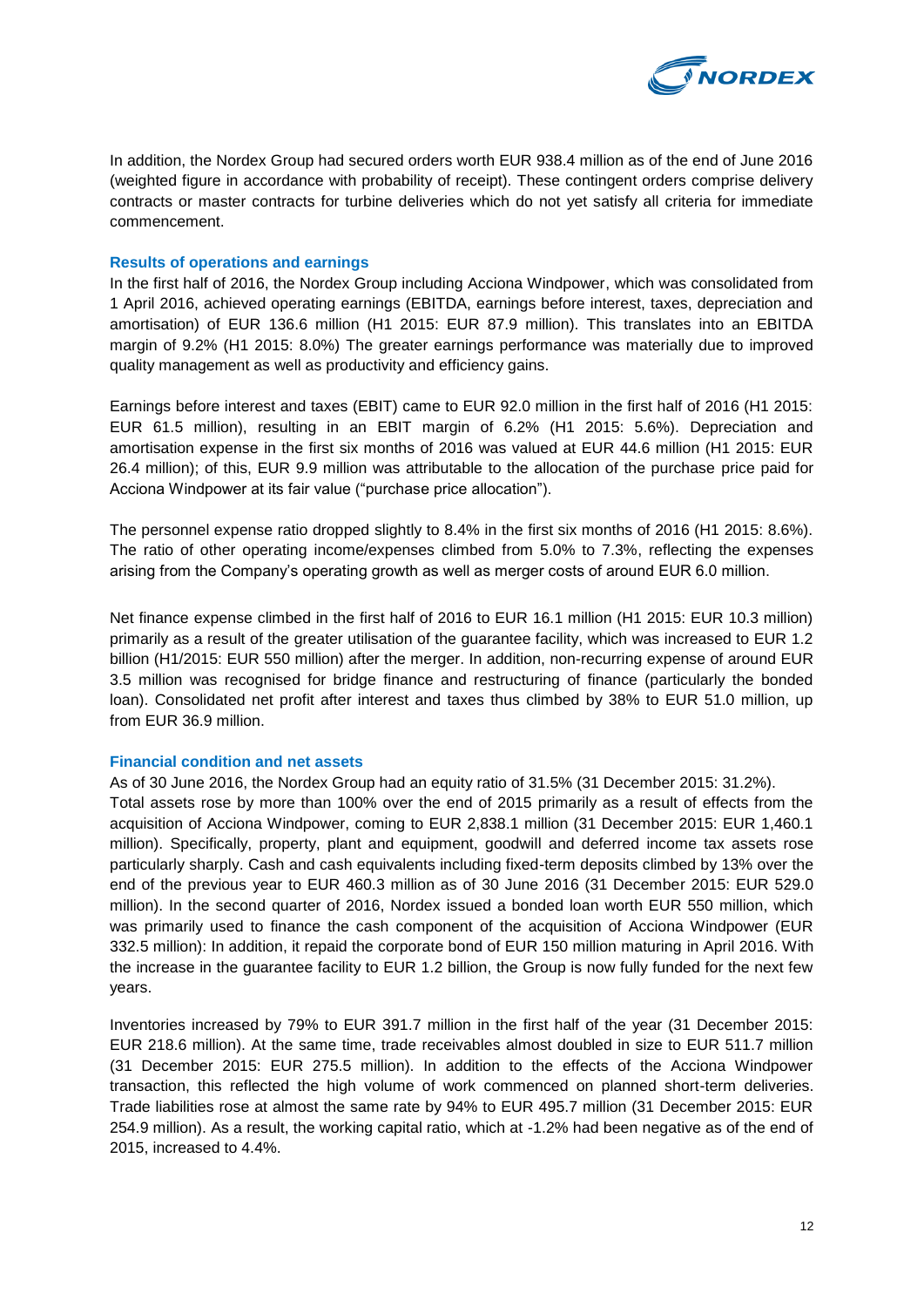In addition, the Nordex Group had secured orders worth EUR 938.4 million as of the end of June 2016 (weighted figure in accordance with probability of receipt). These contingent orders comprise delivery contracts or master contracts for turbine deliveries which do not yet satisfy all criteria for immediate commencement.

### Results of operations and earnings

In the first half of 2016, the Nordex Group including Acciona Windpower, which was consolidated from 1 April 2016, achieved operating earnings (EBITDA, earnings before interest, taxes, depreciation and amortisation) of EUR 136.6 million (H1 2015: EUR 87.9 million). This translates into an EBITDA margin of 9.2% (H1 2015: 8.0%) The greater earnings performance was materially due to improved quality management as well as productivity and efficiency gains.

Earnings before interest and taxes (EBIT) came to EUR 92.0 million in the first half of 2016 (H1 2015: EUR 61.5 million), resulting in an EBIT margin of 6.2% (H1 2015: 5.6%). Depreciation and amortisation expense in the first six months of 2016 was valued at EUR 44.6 million (H1 2015: EUR 26.4 million); of this, EUR 9.9 million was attributable to the allocation of the purchase price paid for Acciona Windpower at its fair value ("purchase price allocation").

The personnel expense ratio dropped slightly to 8.4% in the first six months of 2016 (H1 2015: 8.6%). The ratio of other operating income/expenses climbed from 5.0% to 7.3%, reflecting the expenses arising from the Company's operating growth as well as merger costs of around EUR 6.0 million.

Net finance expense climbed in the first half of 2016 to EUR 16.1 million (H1 2015: EUR 10.3 million) primarily as a result of the greater utilisation of the guarantee facility, which was increased to EUR 1.2 billion (H1/2015: EUR 550 million) after the merger. In addition, non-recurring expense of around EUR 3.5 million was recognised for bridge finance and restructuring of finance (particularly the bonded loan). Consolidated net profit after interest and taxes thus climbed by 38% to EUR 51.0 million, up from EUR 36.9 million.

### Financial condition and net assets

As of 30 June 2016, the Nordex Group had an equity ratio of 31.5% (31 December 2015: 31.2%).
Total assets rose by more than 100% over the end of 2015 primarily as a result of effects from the acquisition of Acciona Windpower, coming to EUR 2,838.1 million (31 December 2015: EUR 1,460.1 million). Specifically, property, plant and equipment, goodwill and deferred income tax assets rose particularly sharply. Cash and cash equivalents including fixed-term deposits climbed by 13% over the end of the previous year to EUR 460.3 million as of 30 June 2016 (31 December 2015: EUR 529.0 million). In the second quarter of 2016, Nordex issued a bonded loan worth EUR 550 million, which was primarily used to finance the cash component of the acquisition of Acciona Windpower (EUR 332.5 million): In addition, it repaid the corporate bond of EUR 150 million maturing in April 2016. With the increase in the guarantee facility to EUR 1.2 billion, the Group is now fully funded for the next few years.

Inventories increased by 79% to EUR 391.7 million in the first half of the year (31 December 2015: EUR 218.6 million). At the same time, trade receivables almost doubled in size to EUR 511.7 million (31 December 2015: EUR 275.5 million). In addition to the effects of the Acciona Windpower transaction, this reflected the high volume of work commenced on planned short-term deliveries. Trade liabilities rose at almost the same rate by 94% to EUR 495.7 million (31 December 2015: EUR 254.9 million). As a result, the working capital ratio, which at -1.2% had been negative as of the end of 2015, increased to 4.4%.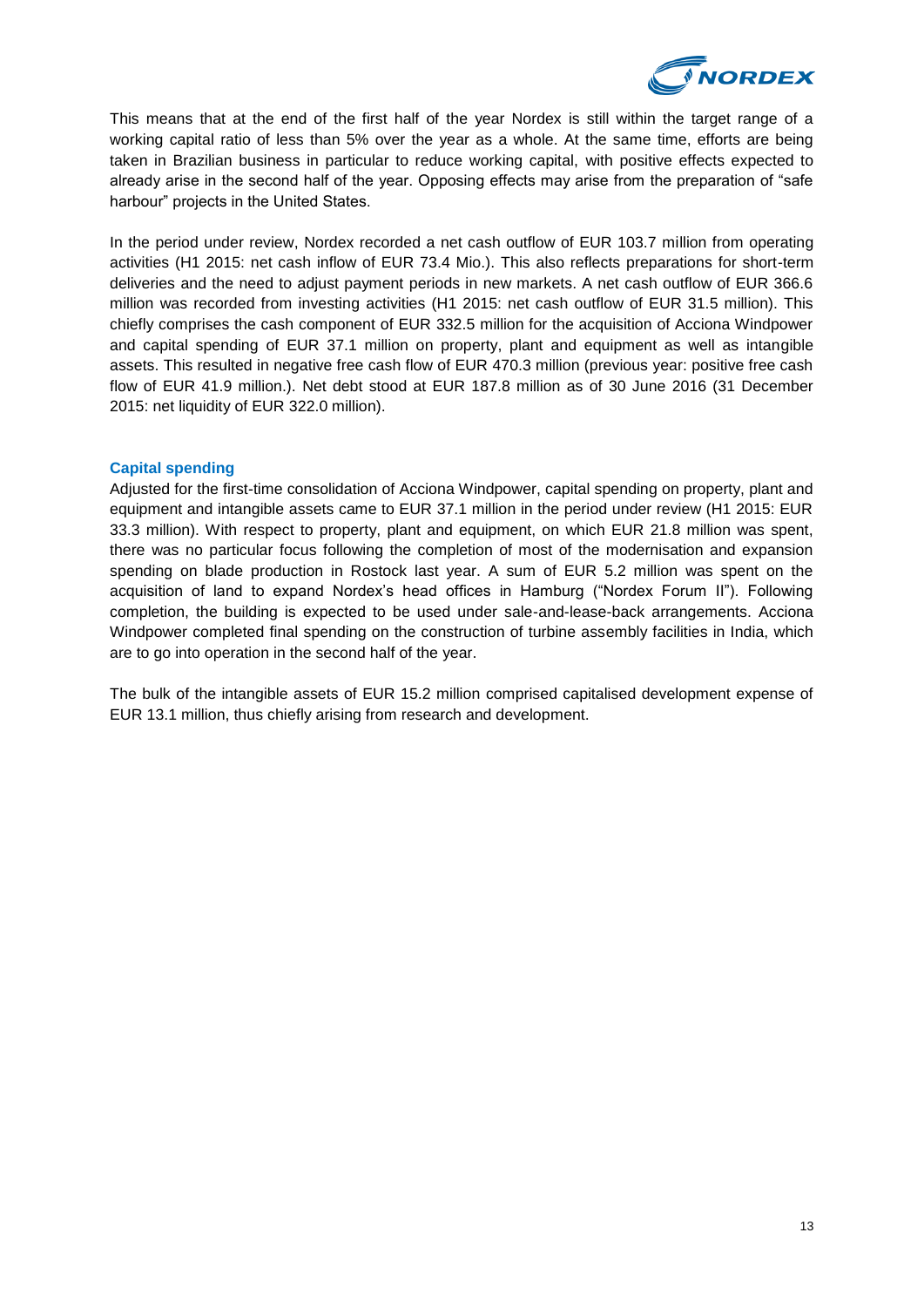This means that at the end of the first half of the year Nordex is still within the target range of a working capital ratio of less than 5% over the year as a whole. At the same time, efforts are being taken in Brazilian business in particular to reduce working capital, with positive effects expected to already arise in the second half of the year. Opposing effects may arise from the preparation of "safe harbour" projects in the United States.

In the period under review, Nordex recorded a net cash outflow of EUR 103.7 million from operating activities (H1 2015: net cash inflow of EUR 73.4 Mio.). This also reflects preparations for short-term deliveries and the need to adjust payment periods in new markets. A net cash outflow of EUR 366.6 million was recorded from investing activities (H1 2015: net cash outflow of EUR 31.5 million). This chiefly comprises the cash component of EUR 332.5 million for the acquisition of Acciona Windpower and capital spending of EUR 37.1 million on property, plant and equipment as well as intangible assets. This resulted in negative free cash flow of EUR 470.3 million (previous year: positive free cash flow of EUR 41.9 million.). Net debt stood at EUR 187.8 million as of 30 June 2016 (31 December 2015: net liquidity of EUR 322.0 million).

### Capital spending

Adjusted for the first-time consolidation of Acciona Windpower, capital spending on property, plant and equipment and intangible assets came to EUR 37.1 million in the period under review (H1 2015: EUR 33.3 million). With respect to property, plant and equipment, on which EUR 21.8 million was spent, there was no particular focus following the completion of most of the modernisation and expansion spending on blade production in Rostock last year. A sum of EUR 5.2 million was spent on the acquisition of land to expand Nordex's head offices in Hamburg ("Nordex Forum II"). Following completion, the building is expected to be used under sale-and-lease-back arrangements. Acciona Windpower completed final spending on the construction of turbine assembly facilities in India, which are to go into operation in the second half of the year.

The bulk of the intangible assets of EUR 15.2 million comprised capitalised development expense of EUR 13.1 million, thus chiefly arising from research and development.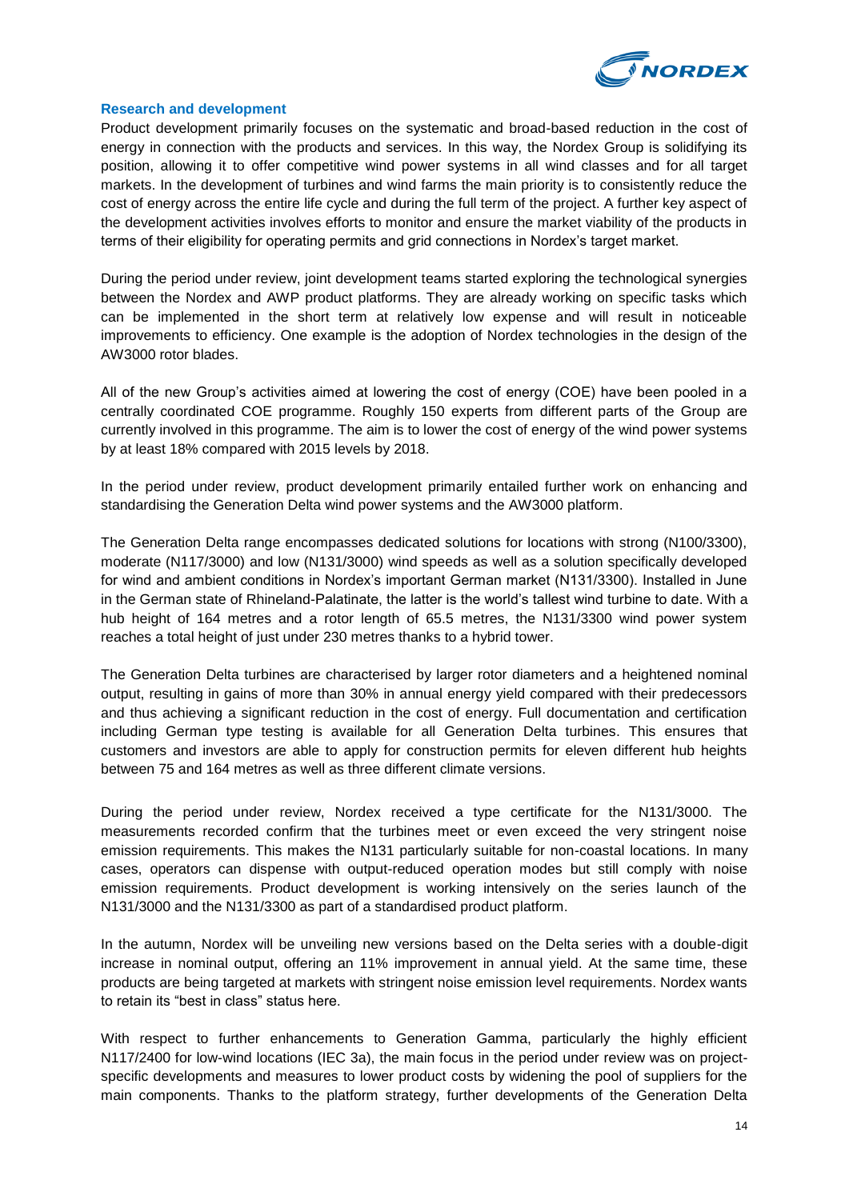## Research and development

Product development primarily focuses on the systematic and broad-based reduction in the cost of energy in connection with the products and services. In this way, the Nordex Group is solidifying its position, allowing it to offer competitive wind power systems in all wind classes and for all target markets. In the development of turbines and wind farms the main priority is to consistently reduce the cost of energy across the entire life cycle and during the full term of the project. A further key aspect of the development activities involves efforts to monitor and ensure the market viability of the products in terms of their eligibility for operating permits and grid connections in Nordex's target market.

During the period under review, joint development teams started exploring the technological synergies between the Nordex and AWP product platforms. They are already working on specific tasks which can be implemented in the short term at relatively low expense and will result in noticeable improvements to efficiency. One example is the adoption of Nordex technologies in the design of the AW3000 rotor blades.

All of the new Group's activities aimed at lowering the cost of energy (COE) have been pooled in a centrally coordinated COE programme. Roughly 150 experts from different parts of the Group are currently involved in this programme. The aim is to lower the cost of energy of the wind power systems by at least 18% compared with 2015 levels by 2018.

In the period under review, product development primarily entailed further work on enhancing and standardising the Generation Delta wind power systems and the AW3000 platform.

The Generation Delta range encompasses dedicated solutions for locations with strong (N100/3300), moderate (N117/3000) and low (N131/3000) wind speeds as well as a solution specifically developed for wind and ambient conditions in Nordex's important German market (N131/3300). Installed in June in the German state of Rhineland-Palatinate, the latter is the world's tallest wind turbine to date. With a hub height of 164 metres and a rotor length of 65.5 metres, the N131/3300 wind power system reaches a total height of just under 230 metres thanks to a hybrid tower.

The Generation Delta turbines are characterised by larger rotor diameters and a heightened nominal output, resulting in gains of more than 30% in annual energy yield compared with their predecessors and thus achieving a significant reduction in the cost of energy. Full documentation and certification including German type testing is available for all Generation Delta turbines. This ensures that customers and investors are able to apply for construction permits for eleven different hub heights between 75 and 164 metres as well as three different climate versions.

During the period under review, Nordex received a type certificate for the N131/3000. The measurements recorded confirm that the turbines meet or even exceed the very stringent noise emission requirements. This makes the N131 particularly suitable for non-coastal locations. In many cases, operators can dispense with output-reduced operation modes but still comply with noise emission requirements. Product development is working intensively on the series launch of the N131/3000 and the N131/3300 as part of a standardised product platform.

In the autumn, Nordex will be unveiling new versions based on the Delta series with a double-digit increase in nominal output, offering an 11% improvement in annual yield. At the same time, these products are being targeted at markets with stringent noise emission level requirements. Nordex wants to retain its "best in class" status here.

With respect to further enhancements to Generation Gamma, particularly the highly efficient N117/2400 for low-wind locations (IEC 3a), the main focus in the period under review was on project-specific developments and measures to lower product costs by widening the pool of suppliers for the main components. Thanks to the platform strategy, further developments of the Generation Delta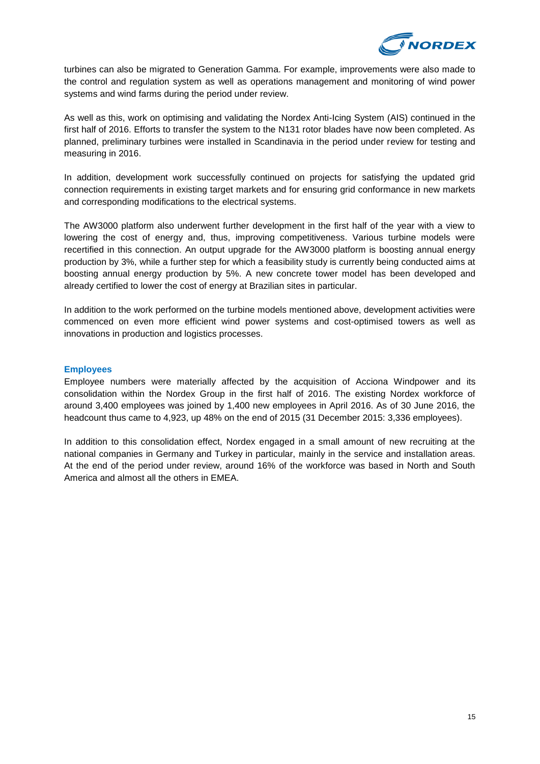turbines can also be migrated to Generation Gamma. For example, improvements were also made to the control and regulation system as well as operations management and monitoring of wind power systems and wind farms during the period under review.

As well as this, work on optimising and validating the Nordex Anti-Icing System (AIS) continued in the first half of 2016. Efforts to transfer the system to the N131 rotor blades have now been completed. As planned, preliminary turbines were installed in Scandinavia in the period under review for testing and measuring in 2016.

In addition, development work successfully continued on projects for satisfying the updated grid connection requirements in existing target markets and for ensuring grid conformance in new markets and corresponding modifications to the electrical systems.

The AW3000 platform also underwent further development in the first half of the year with a view to lowering the cost of energy and, thus, improving competitiveness. Various turbine models were recertified in this connection. An output upgrade for the AW3000 platform is boosting annual energy production by 3%, while a further step for which a feasibility study is currently being conducted aims at boosting annual energy production by 5%. A new concrete tower model has been developed and already certified to lower the cost of energy at Brazilian sites in particular.

In addition to the work performed on the turbine models mentioned above, development activities were commenced on even more efficient wind power systems and cost-optimised towers as well as innovations in production and logistics processes.

### Employees

Employee numbers were materially affected by the acquisition of Acciona Windpower and its consolidation within the Nordex Group in the first half of 2016. The existing Nordex workforce of around 3,400 employees was joined by 1,400 new employees in April 2016. As of 30 June 2016, the headcount thus came to 4,923, up 48% on the end of 2015 (31 December 2015: 3,336 employees).

In addition to this consolidation effect, Nordex engaged in a small amount of new recruiting at the national companies in Germany and Turkey in particular, mainly in the service and installation areas. At the end of the period under review, around 16% of the workforce was based in North and South America and almost all the others in EMEA.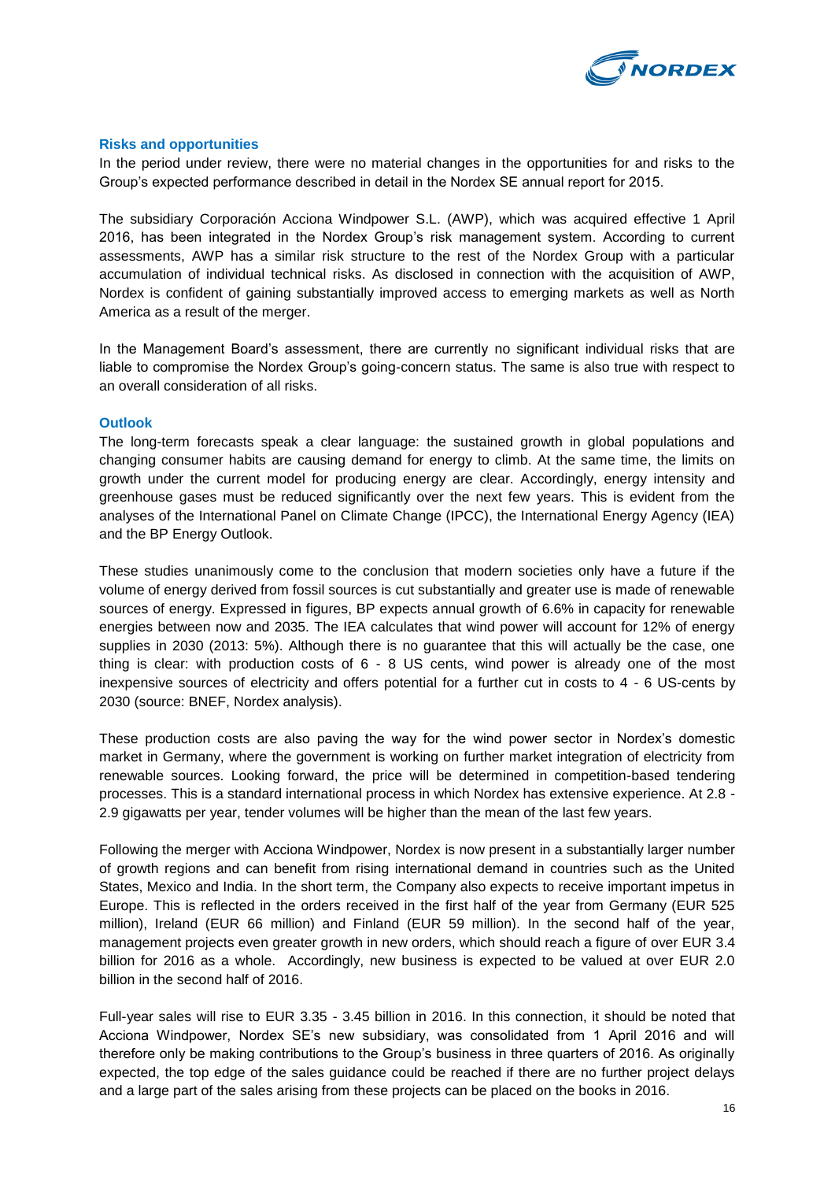## Risks and opportunities

In the period under review, there were no material changes in the opportunities for and risks to the Group's expected performance described in detail in the Nordex SE annual report for 2015.

The subsidiary Corporación Acciona Windpower S.L. (AWP), which was acquired effective 1 April 2016, has been integrated in the Nordex Group's risk management system. According to current assessments, AWP has a similar risk structure to the rest of the Nordex Group with a particular accumulation of individual technical risks. As disclosed in connection with the acquisition of AWP, Nordex is confident of gaining substantially improved access to emerging markets as well as North America as a result of the merger.

In the Management Board's assessment, there are currently no significant individual risks that are liable to compromise the Nordex Group's going-concern status. The same is also true with respect to an overall consideration of all risks.

## Outlook

The long-term forecasts speak a clear language: the sustained growth in global populations and changing consumer habits are causing demand for energy to climb. At the same time, the limits on growth under the current model for producing energy are clear. Accordingly, energy intensity and greenhouse gases must be reduced significantly over the next few years. This is evident from the analyses of the International Panel on Climate Change (IPCC), the International Energy Agency (IEA) and the BP Energy Outlook.

These studies unanimously come to the conclusion that modern societies only have a future if the volume of energy derived from fossil sources is cut substantially and greater use is made of renewable sources of energy. Expressed in figures, BP expects annual growth of 6.6% in capacity for renewable energies between now and 2035. The IEA calculates that wind power will account for 12% of energy supplies in 2030 (2013: 5%). Although there is no guarantee that this will actually be the case, one thing is clear: with production costs of 6 - 8 US cents, wind power is already one of the most inexpensive sources of electricity and offers potential for a further cut in costs to 4 - 6 US-cents by 2030 (source: BNEF, Nordex analysis).

These production costs are also paving the way for the wind power sector in Nordex's domestic market in Germany, where the government is working on further market integration of electricity from renewable sources. Looking forward, the price will be determined in competition-based tendering processes. This is a standard international process in which Nordex has extensive experience. At 2.8 - 2.9 gigawatts per year, tender volumes will be higher than the mean of the last few years.

Following the merger with Acciona Windpower, Nordex is now present in a substantially larger number of growth regions and can benefit from rising international demand in countries such as the United States, Mexico and India. In the short term, the Company also expects to receive important impetus in Europe. This is reflected in the orders received in the first half of the year from Germany (EUR 525 million), Ireland (EUR 66 million) and Finland (EUR 59 million). In the second half of the year, management projects even greater growth in new orders, which should reach a figure of over EUR 3.4 billion for 2016 as a whole. Accordingly, new business is expected to be valued at over EUR 2.0 billion in the second half of 2016.

Full-year sales will rise to EUR 3.35 - 3.45 billion in 2016. In this connection, it should be noted that Acciona Windpower, Nordex SE's new subsidiary, was consolidated from 1 April 2016 and will therefore only be making contributions to the Group's business in three quarters of 2016. As originally expected, the top edge of the sales guidance could be reached if there are no further project delays and a large part of the sales arising from these projects can be placed on the books in 2016.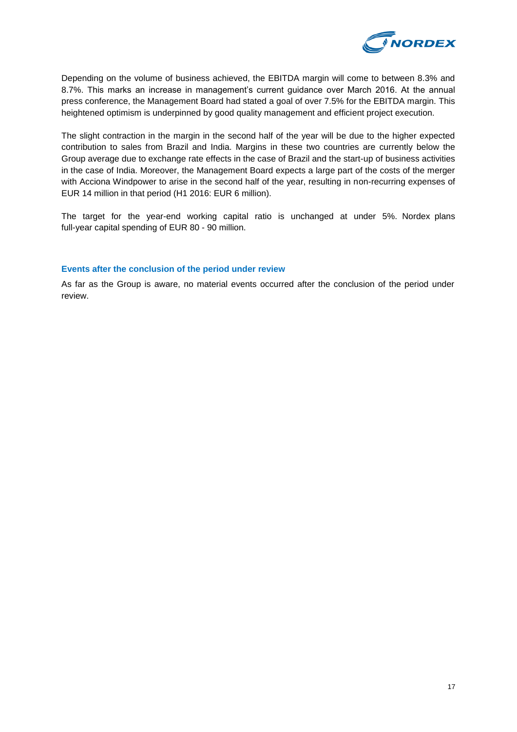Depending on the volume of business achieved, the EBITDA margin will come to between 8.3% and 8.7%. This marks an increase in management's current guidance over March 2016. At the annual press conference, the Management Board had stated a goal of over 7.5% for the EBITDA margin. This heightened optimism is underpinned by good quality management and efficient project execution.

The slight contraction in the margin in the second half of the year will be due to the higher expected contribution to sales from Brazil and India. Margins in these two countries are currently below the Group average due to exchange rate effects in the case of Brazil and the start-up of business activities in the case of India. Moreover, the Management Board expects a large part of the costs of the merger with Acciona Windpower to arise in the second half of the year, resulting in non-recurring expenses of EUR 14 million in that period (H1 2016: EUR 6 million).

The target for the year-end working capital ratio is unchanged at under 5%. Nordex plans full-year capital spending of EUR 80 - 90 million.

### Events after the conclusion of the period under review

As far as the Group is aware, no material events occurred after the conclusion of the period under review.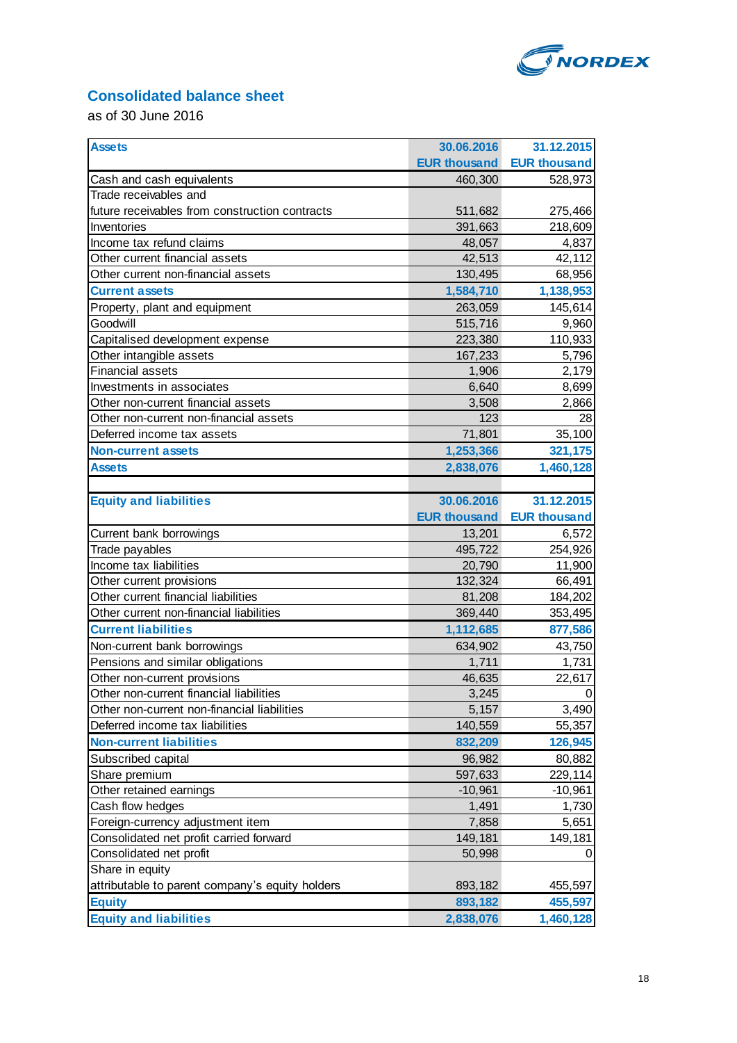## Consolidated balance sheet

as of 30 June 2016

| Assets | 30.06.2016 | 31.12.2015 |
|---|---|---|
| | EUR thousand | EUR thousand |
| Cash and cash equivalents | 460,300 | 528,973 |
| Trade receivables and future receivables from construction contracts | 511,682 | 275,466 |
| Inventories | 391,663 | 218,609 |
| Income tax refund claims | 48,057 | 4,837 |
| Other current financial assets | 42,513 | 42,112 |
| Other current non-financial assets | 130,495 | 68,956 |
| **Current assets** | **1,584,710** | **1,138,953** |
| Property, plant and equipment | 263,059 | 145,614 |
| Goodwill | 515,716 | 9,960 |
| Capitalised development expense | 223,380 | 110,933 |
| Other intangible assets | 167,233 | 5,796 |
| Financial assets | 1,906 | 2,179 |
| Investments in associates | 6,640 | 8,699 |
| Other non-current financial assets | 3,508 | 2,866 |
| Other non-current non-financial assets | 123 | 28 |
| Deferred income tax assets | 71,801 | 35,100 |
| **Non-current assets** | **1,253,366** | **321,175** |
| **Assets** | **2,838,076** | **1,460,128** |

| Equity and liabilities | 30.06.2016 | 31.12.2015 |
|---|---|---|
| | EUR thousand | EUR thousand |
| Current bank borrowings | 13,201 | 6,572 |
| Trade payables | 495,722 | 254,926 |
| Income tax liabilities | 20,790 | 11,900 |
| Other current provisions | 132,324 | 66,491 |
| Other current financial liabilities | 81,208 | 184,202 |
| Other current non-financial liabilities | 369,440 | 353,495 |
| **Current liabilities** | **1,112,685** | **877,586** |
| Non-current bank borrowings | 634,902 | 43,750 |
| Pensions and similar obligations | 1,711 | 1,731 |
| Other non-current provisions | 46,635 | 22,617 |
| Other non-current financial liabilities | 3,245 | 0 |
| Other non-current non-financial liabilities | 5,157 | 3,490 |
| Deferred income tax liabilities | 140,559 | 55,357 |
| **Non-current liabilities** | **832,209** | **126,945** |
| Subscribed capital | 96,982 | 80,882 |
| Share premium | 597,633 | 229,114 |
| Other retained earnings | -10,961 | -10,961 |
| Cash flow hedges | 1,491 | 1,730 |
| Foreign-currency adjustment item | 7,858 | 5,651 |
| Consolidated net profit carried forward | 149,181 | 149,181 |
| Consolidated net profit | 50,998 | 0 |
| Share in equity attributable to parent company's equity holders | 893,182 | 455,597 |
| **Equity** | **893,182** | **455,597** |
| **Equity and liabilities** | **2,838,076** | **1,460,128** |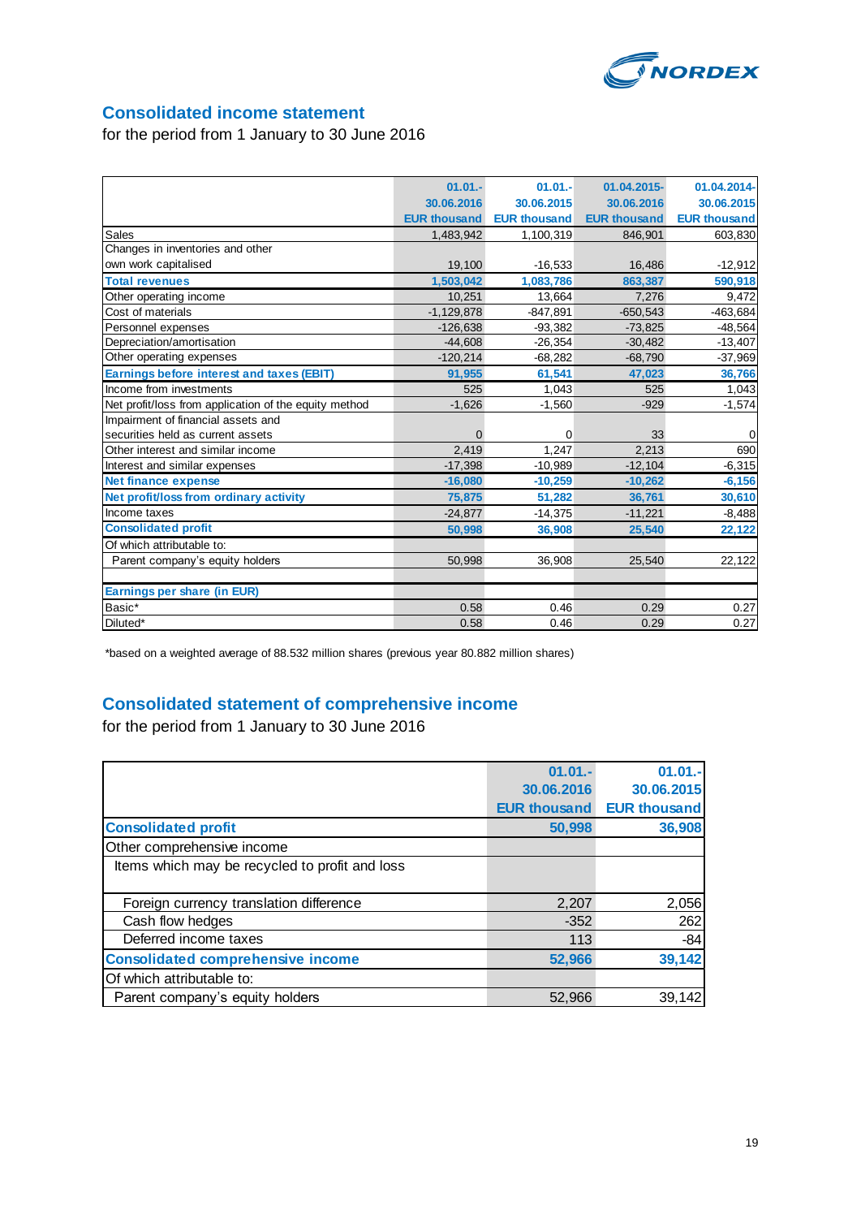## Consolidated income statement

for the period from 1 January to 30 June 2016

| | 01.01.-30.06.2016 EUR thousand | 01.01.-30.06.2015 EUR thousand | 01.04.2015-30.06.2016 EUR thousand | 01.04.2014-30.06.2015 EUR thousand |
|---|---|---|---|---|
| Sales | 1,483,942 | 1,100,319 | 846,901 | 603,830 |
| Changes in inventories and other own work capitalised | 19,100 | -16,533 | 16,486 | -12,912 |
| **Total revenues** | **1,503,042** | **1,083,786** | **863,387** | **590,918** |
| Other operating income | 10,251 | 13,664 | 7,276 | 9,472 |
| Cost of materials | -1,129,878 | -847,891 | -650,543 | -463,684 |
| Personnel expenses | -126,638 | -93,382 | -73,825 | -48,564 |
| Depreciation/amortisation | -44,608 | -26,354 | -30,482 | -13,407 |
| Other operating expenses | -120,214 | -68,282 | -68,790 | -37,969 |
| **Earnings before interest and taxes (EBIT)** | **91,955** | **61,541** | **47,023** | **36,766** |
| Income from investments | 525 | 1,043 | 525 | 1,043 |
| Net profit/loss from application of the equity method | -1,626 | -1,560 | -929 | -1,574 |
| Impairment of financial assets and securities held as current assets | 0 | 0 | 33 | 0 |
| Other interest and similar income | 2,419 | 1,247 | 2,213 | 690 |
| Interest and similar expenses | -17,398 | -10,989 | -12,104 | -6,315 |
| **Net finance expense** | **-16,080** | **-10,259** | **-10,262** | **-6,156** |
| **Net profit/loss from ordinary activity** | **75,875** | **51,282** | **36,761** | **30,610** |
| Income taxes | -24,877 | -14,375 | -11,221 | -8,488 |
| **Consolidated profit** | **50,998** | **36,908** | **25,540** | **22,122** |
| Of which attributable to: | | | | |
| Parent company's equity holders | 50,998 | 36,908 | 25,540 | 22,122 |
| | | | | |
| **Earnings per share (in EUR)** | | | | |
| Basic* | 0.58 | 0.46 | 0.29 | 0.27 |
| Diluted* | 0.58 | 0.46 | 0.29 | 0.27 |

*based on a weighted average of 88.532 million shares (previous year 80.882 million shares)

## Consolidated statement of comprehensive income

for the period from 1 January to 30 June 2016

| | 01.01.-30.06.2016 EUR thousand | 01.01.-30.06.2015 EUR thousand |
|---|---|---|
| **Consolidated profit** | **50,998** | **36,908** |
| Other comprehensive income | | |
| Items which may be recycled to profit and loss | | |
| Foreign currency translation difference | 2,207 | 2,056 |
| Cash flow hedges | -352 | 262 |
| Deferred income taxes | 113 | -84 |
| **Consolidated comprehensive income** | **52,966** | **39,142** |
| Of which attributable to: | | |
| Parent company's equity holders | 52,966 | 39,142 |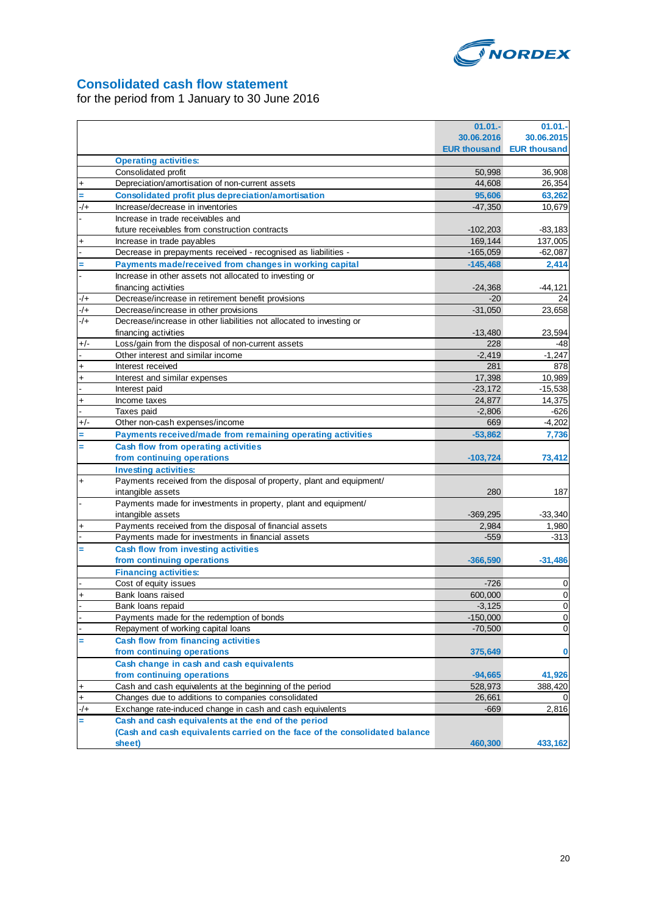## Consolidated cash flow statement

for the period from 1 January to 30 June 2016

| | | 01.01.- 30.06.2016 EUR thousand | 01.01.- 30.06.2015 EUR thousand |
|---|---|---|---|
| | **Operating activities:** | | |
| | Consolidated profit | 50,998 | 36,908 |
| + | Depreciation/amortisation of non-current assets | 44,608 | 26,354 |
| = | **Consolidated profit plus depreciation/amortisation** | **95,606** | **63,262** |
| -/+ | Increase/decrease in inventories | -47,350 | 10,679 |
| - | Increase in trade receivables and future receivables from construction contracts | -102,203 | -83,183 |
| + | Increase in trade payables | 169,144 | 137,005 |
| - | Decrease in prepayments received - recognised as liabilities - | -165,059 | -62,087 |
| = | **Payments made/received from changes in working capital** | **-145,468** | **2,414** |
| - | Increase in other assets not allocated to investing or financing activities | -24,368 | -44,121 |
| -/+ | Decrease/increase in retirement benefit provisions | -20 | 24 |
| -/+ | Decrease/increase in other provisions | -31,050 | 23,658 |
| -/+ | Decrease/increase in other liabilities not allocated to investing or financing activities | -13,480 | 23,594 |
| +/- | Loss/gain from the disposal of non-current assets | 228 | -48 |
| - | Other interest and similar income | -2,419 | -1,247 |
| + | Interest received | 281 | 878 |
| + | Interest and similar expenses | 17,398 | 10,989 |
| - | Interest paid | -23,172 | -15,538 |
| + | Income taxes | 24,877 | 14,375 |
| - | Taxes paid | -2,806 | -626 |
| +/- | Other non-cash expenses/income | 669 | -4,202 |
| = | **Payments received/made from remaining operating activities** | **-53,862** | **7,736** |
| = | **Cash flow from operating activities from continuing operations** | **-103,724** | **73,412** |
| | **Investing activities:** | | |
| + | Payments received from the disposal of property, plant and equipment/ intangible assets | 280 | 187 |
| - | Payments made for investments in property, plant and equipment/ intangible assets | -369,295 | -33,340 |
| + | Payments received from the disposal of financial assets | 2,984 | 1,980 |
| - | Payments made for investments in financial assets | -559 | -313 |
| = | **Cash flow from investing activities from continuing operations** | **-366,590** | **-31,486** |
| | **Financing activities:** | | |
| - | Cost of equity issues | -726 | 0 |
| + | Bank loans raised | 600,000 | 0 |
| - | Bank loans repaid | -3,125 | 0 |
| - | Payments made for the redemption of bonds | -150,000 | 0 |
| - | Repayment of working capital loans | -70,500 | 0 |
| = | **Cash flow from financing activities from continuing operations** | **375,649** | **0** |
| | **Cash change in cash and cash equivalents from continuing operations** | **-94,665** | **41,926** |
| + | Cash and cash equivalents at the beginning of the period | 528,973 | 388,420 |
| + | Changes due to additions to companies consolidated | 26,661 | 0 |
| -/+ | Exchange rate-induced change in cash and cash equivalents | -669 | 2,816 |
| = | **Cash and cash equivalents at the end of the period (Cash and cash equivalents carried on the face of the consolidated balance sheet)** | **460,300** | **433,162** |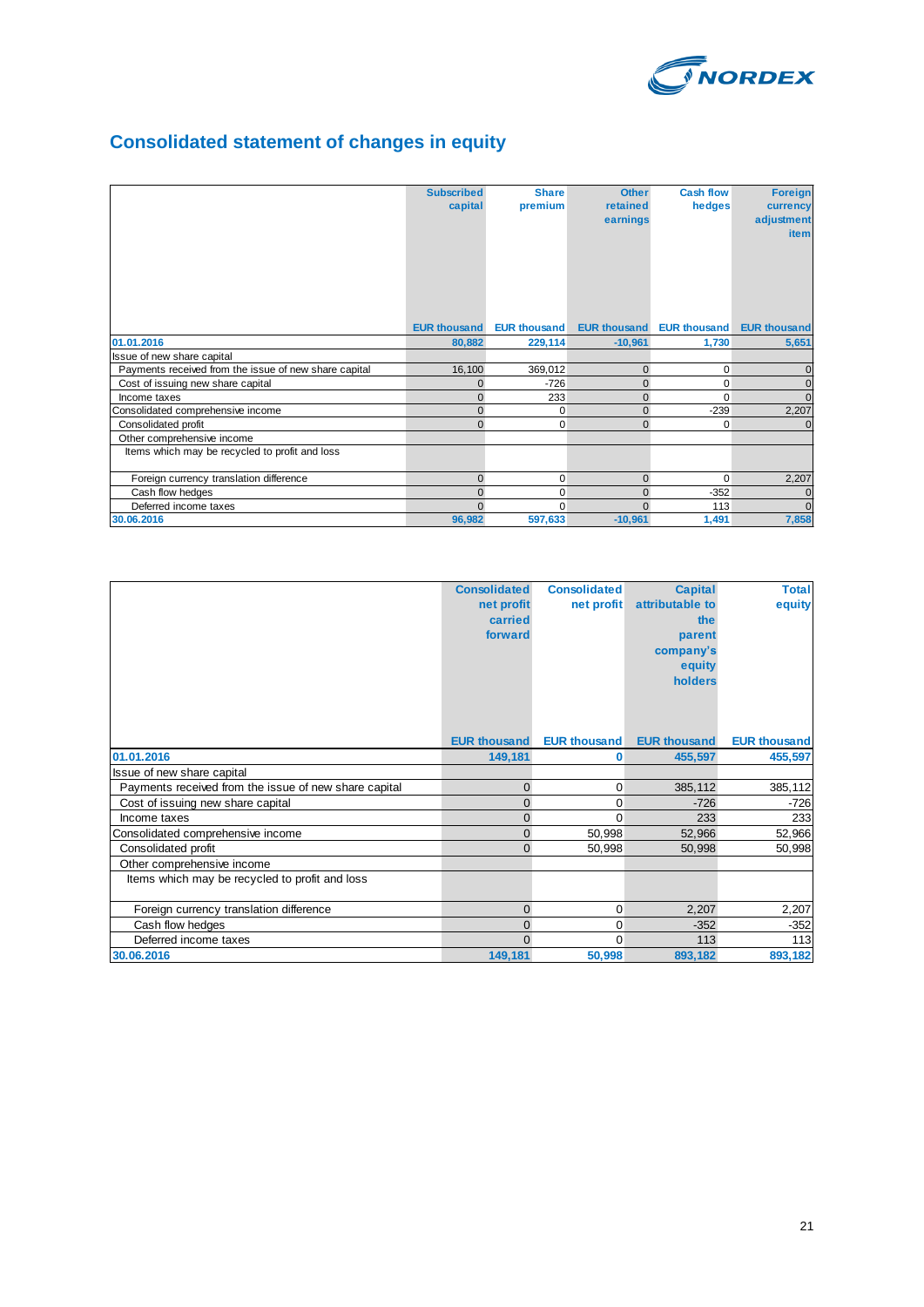# Consolidated statement of changes in equity

| | Subscribed capital | Share premium | Other retained earnings | Cash flow hedges | Foreign currency adjustment item |
|---|---|---|---|---|---|
| | EUR thousand | EUR thousand | EUR thousand | EUR thousand | EUR thousand |
| **01.01.2016** | **80,882** | **229,114** | **-10,961** | **1,730** | **5,651** |
| Issue of new share capital | | | | | |
| Payments received from the issue of new share capital | 16,100 | 369,012 | 0 | 0 | 0 |
| Cost of issuing new share capital | 0 | -726 | 0 | 0 | 0 |
| Income taxes | 0 | 233 | 0 | 0 | 0 |
| Consolidated comprehensive income | 0 | 0 | 0 | -239 | 2,207 |
| Consolidated profit | 0 | 0 | 0 | 0 | 0 |
| Other comprehensive income | | | | | |
| Items which may be recycled to profit and loss | | | | | |
| Foreign currency translation difference | 0 | 0 | 0 | 0 | 2,207 |
| Cash flow hedges | 0 | 0 | 0 | -352 | 0 |
| Deferred income taxes | 0 | 0 | 0 | 113 | 0 |
| **30.06.2016** | **96,982** | **597,633** | **-10,961** | **1,491** | **7,858** |

| | Consolidated net profit carried forward | Consolidated net profit | Capital attributable to the parent company's equity holders | Total equity |
|---|---|---|---|---|
| | EUR thousand | EUR thousand | EUR thousand | EUR thousand |
| **01.01.2016** | **149,181** | **0** | **455,597** | **455,597** |
| Issue of new share capital | | | | |
| Payments received from the issue of new share capital | 0 | 0 | 385,112 | 385,112 |
| Cost of issuing new share capital | 0 | 0 | -726 | -726 |
| Income taxes | 0 | 0 | 233 | 233 |
| Consolidated comprehensive income | 0 | 50,998 | 52,966 | 52,966 |
| Consolidated profit | 0 | 50,998 | 50,998 | 50,998 |
| Other comprehensive income | | | | |
| Items which may be recycled to profit and loss | | | | |
| Foreign currency translation difference | 0 | 0 | 2,207 | 2,207 |
| Cash flow hedges | 0 | 0 | -352 | -352 |
| Deferred income taxes | 0 | 0 | 113 | 113 |
| **30.06.2016** | **149,181** | **50,998** | **893,182** | **893,182** |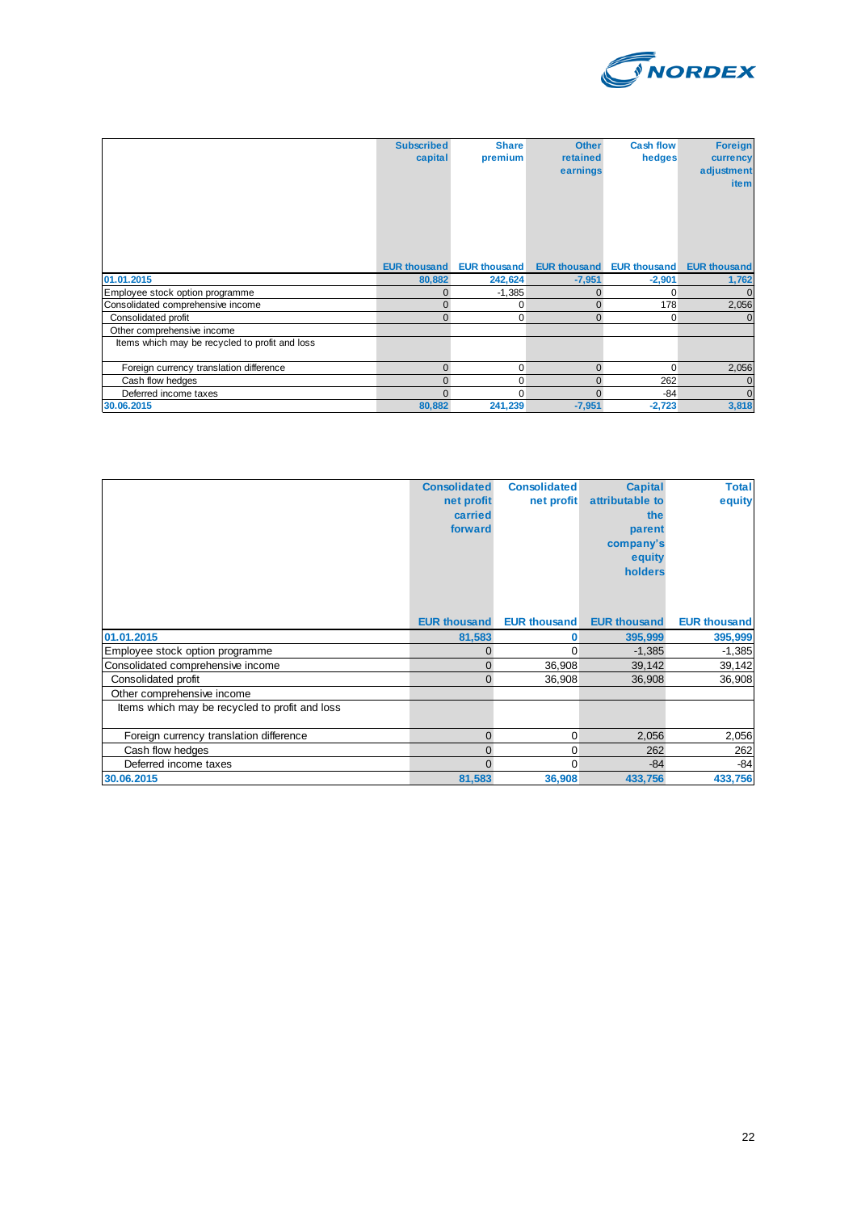| | Subscribed capital | Share premium | Other retained earnings | Cash flow hedges | Foreign currency adjustment item |
|---|---|---|---|---|---|
| | EUR thousand | EUR thousand | EUR thousand | EUR thousand | EUR thousand |
| **01.01.2015** | **80,882** | **242,624** | **-7,951** | **-2,901** | **1,762** |
| Employee stock option programme | 0 | -1,385 | 0 | 0 | 0 |
| Consolidated comprehensive income | 0 | 0 | 0 | 178 | 2,056 |
| Consolidated profit | 0 | 0 | 0 | 0 | 0 |
| Other comprehensive income | | | | | |
| Items which may be recycled to profit and loss | | | | | |
| Foreign currency translation difference | 0 | 0 | 0 | 0 | 2,056 |
| Cash flow hedges | 0 | 0 | 0 | 262 | 0 |
| Deferred income taxes | 0 | 0 | 0 | -84 | 0 |
| **30.06.2015** | **80,882** | **241,239** | **-7,951** | **-2,723** | **3,818** |

| | Consolidated net profit carried forward | Consolidated net profit | Capital attributable to the parent company's equity holders | Total equity |
|---|---|---|---|---|
| | EUR thousand | EUR thousand | EUR thousand | EUR thousand |
| **01.01.2015** | **81,583** | **0** | **395,999** | **395,999** |
| Employee stock option programme | 0 | 0 | -1,385 | -1,385 |
| Consolidated comprehensive income | 0 | 36,908 | 39,142 | 39,142 |
| Consolidated profit | 0 | 36,908 | 36,908 | 36,908 |
| Other comprehensive income | | | | |
| Items which may be recycled to profit and loss | | | | |
| Foreign currency translation difference | 0 | 0 | 2,056 | 2,056 |
| Cash flow hedges | 0 | 0 | 262 | 262 |
| Deferred income taxes | 0 | 0 | -84 | -84 |
| **30.06.2015** | **81,583** | **36,908** | **433,756** | **433,756** |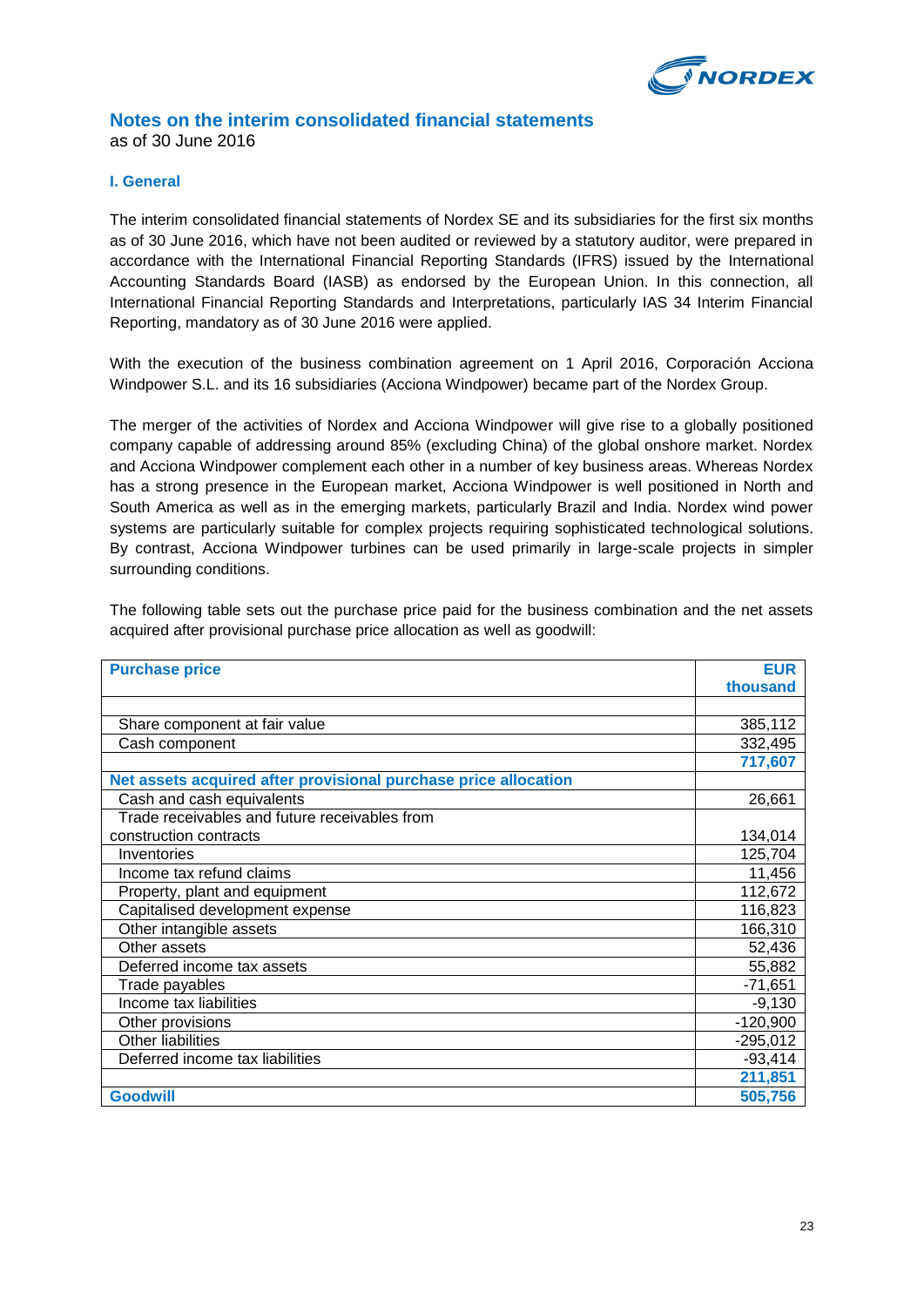## Notes on the interim consolidated financial statements

as of 30 June 2016

### I. General

The interim consolidated financial statements of Nordex SE and its subsidiaries for the first six months as of 30 June 2016, which have not been audited or reviewed by a statutory auditor, were prepared in accordance with the International Financial Reporting Standards (IFRS) issued by the International Accounting Standards Board (IASB) as endorsed by the European Union. In this connection, all International Financial Reporting Standards and Interpretations, particularly IAS 34 Interim Financial Reporting, mandatory as of 30 June 2016 were applied.

With the execution of the business combination agreement on 1 April 2016, Corporación Acciona Windpower S.L. and its 16 subsidiaries (Acciona Windpower) became part of the Nordex Group.

The merger of the activities of Nordex and Acciona Windpower will give rise to a globally positioned company capable of addressing around 85% (excluding China) of the global onshore market. Nordex and Acciona Windpower complement each other in a number of key business areas. Whereas Nordex has a strong presence in the European market, Acciona Windpower is well positioned in North and South America as well as in the emerging markets, particularly Brazil and India. Nordex wind power systems are particularly suitable for complex projects requiring sophisticated technological solutions. By contrast, Acciona Windpower turbines can be used primarily in large-scale projects in simpler surrounding conditions.

The following table sets out the purchase price paid for the business combination and the net assets acquired after provisional purchase price allocation as well as goodwill:

| **Purchase price** | **EUR thousand** |
|---|---|
| | |
| Share component at fair value | 385,112 |
| Cash component | 332,495 |
| | **717,607** |
| **Net assets acquired after provisional purchase price allocation** | |
| Cash and cash equivalents | 26,661 |
| Trade receivables and future receivables from construction contracts | 134,014 |
| Inventories | 125,704 |
| Income tax refund claims | 11,456 |
| Property, plant and equipment | 112,672 |
| Capitalised development expense | 116,823 |
| Other intangible assets | 166,310 |
| Other assets | 52,436 |
| Deferred income tax assets | 55,882 |
| Trade payables | -71,651 |
| Income tax liabilities | -9,130 |
| Other provisions | -120,900 |
| Other liabilities | -295,012 |
| Deferred income tax liabilities | -93,414 |
| | **211,851** |
| **Goodwill** | **505,756** |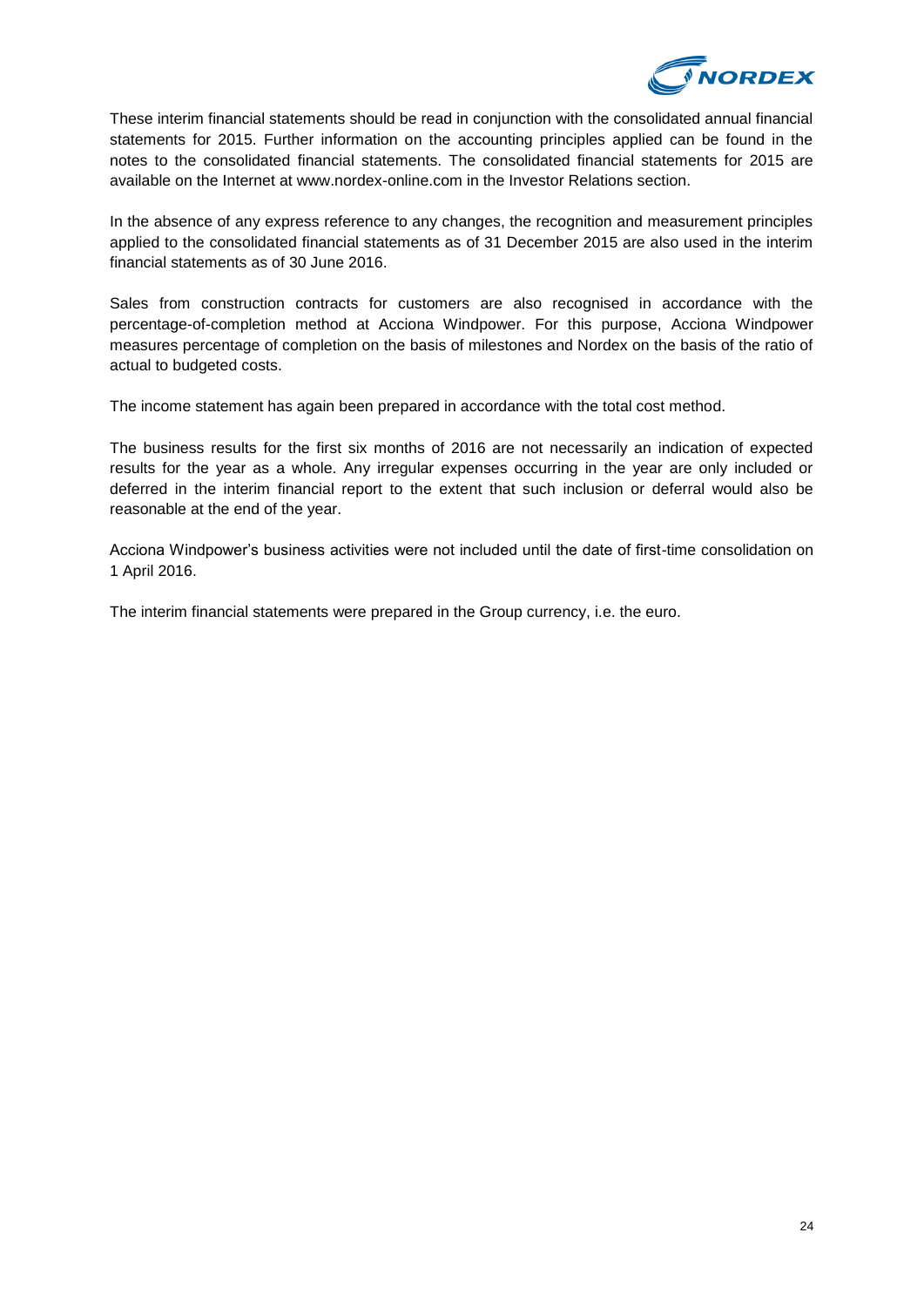These interim financial statements should be read in conjunction with the consolidated annual financial statements for 2015. Further information on the accounting principles applied can be found in the notes to the consolidated financial statements. The consolidated financial statements for 2015 are available on the Internet at www.nordex-online.com in the Investor Relations section.

In the absence of any express reference to any changes, the recognition and measurement principles applied to the consolidated financial statements as of 31 December 2015 are also used in the interim financial statements as of 30 June 2016.

Sales from construction contracts for customers are also recognised in accordance with the percentage-of-completion method at Acciona Windpower. For this purpose, Acciona Windpower measures percentage of completion on the basis of milestones and Nordex on the basis of the ratio of actual to budgeted costs.

The income statement has again been prepared in accordance with the total cost method.

The business results for the first six months of 2016 are not necessarily an indication of expected results for the year as a whole. Any irregular expenses occurring in the year are only included or deferred in the interim financial report to the extent that such inclusion or deferral would also be reasonable at the end of the year.

Acciona Windpower's business activities were not included until the date of first-time consolidation on 1 April 2016.

The interim financial statements were prepared in the Group currency, i.e. the euro.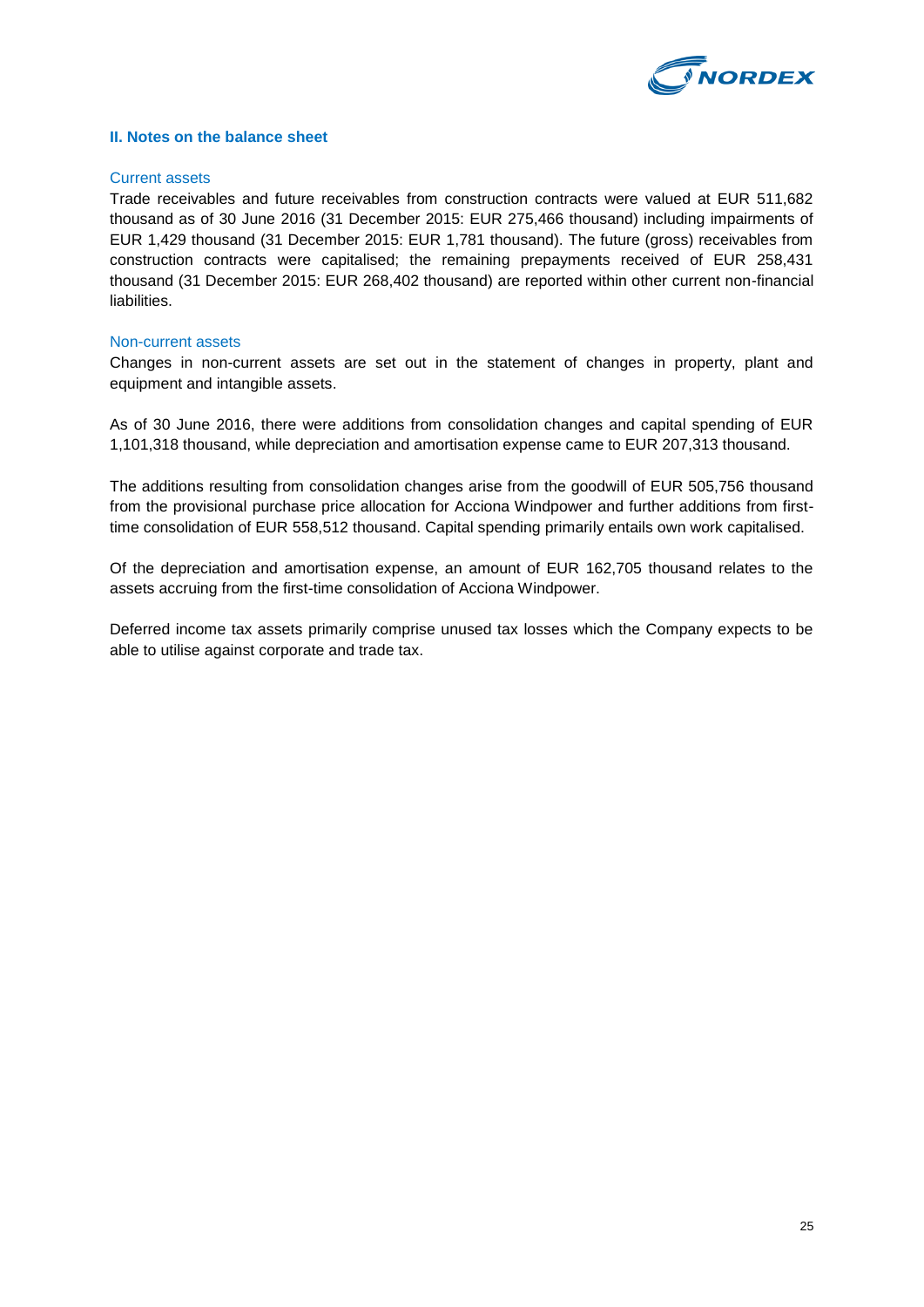## II. Notes on the balance sheet

### Current assets

Trade receivables and future receivables from construction contracts were valued at EUR 511,682 thousand as of 30 June 2016 (31 December 2015: EUR 275,466 thousand) including impairments of EUR 1,429 thousand (31 December 2015: EUR 1,781 thousand). The future (gross) receivables from construction contracts were capitalised; the remaining prepayments received of EUR 258,431 thousand (31 December 2015: EUR 268,402 thousand) are reported within other current non-financial liabilities.

### Non-current assets

Changes in non-current assets are set out in the statement of changes in property, plant and equipment and intangible assets.

As of 30 June 2016, there were additions from consolidation changes and capital spending of EUR 1,101,318 thousand, while depreciation and amortisation expense came to EUR 207,313 thousand.

The additions resulting from consolidation changes arise from the goodwill of EUR 505,756 thousand from the provisional purchase price allocation for Acciona Windpower and further additions from first-time consolidation of EUR 558,512 thousand. Capital spending primarily entails own work capitalised.

Of the depreciation and amortisation expense, an amount of EUR 162,705 thousand relates to the assets accruing from the first-time consolidation of Acciona Windpower.

Deferred income tax assets primarily comprise unused tax losses which the Company expects to be able to utilise against corporate and trade tax.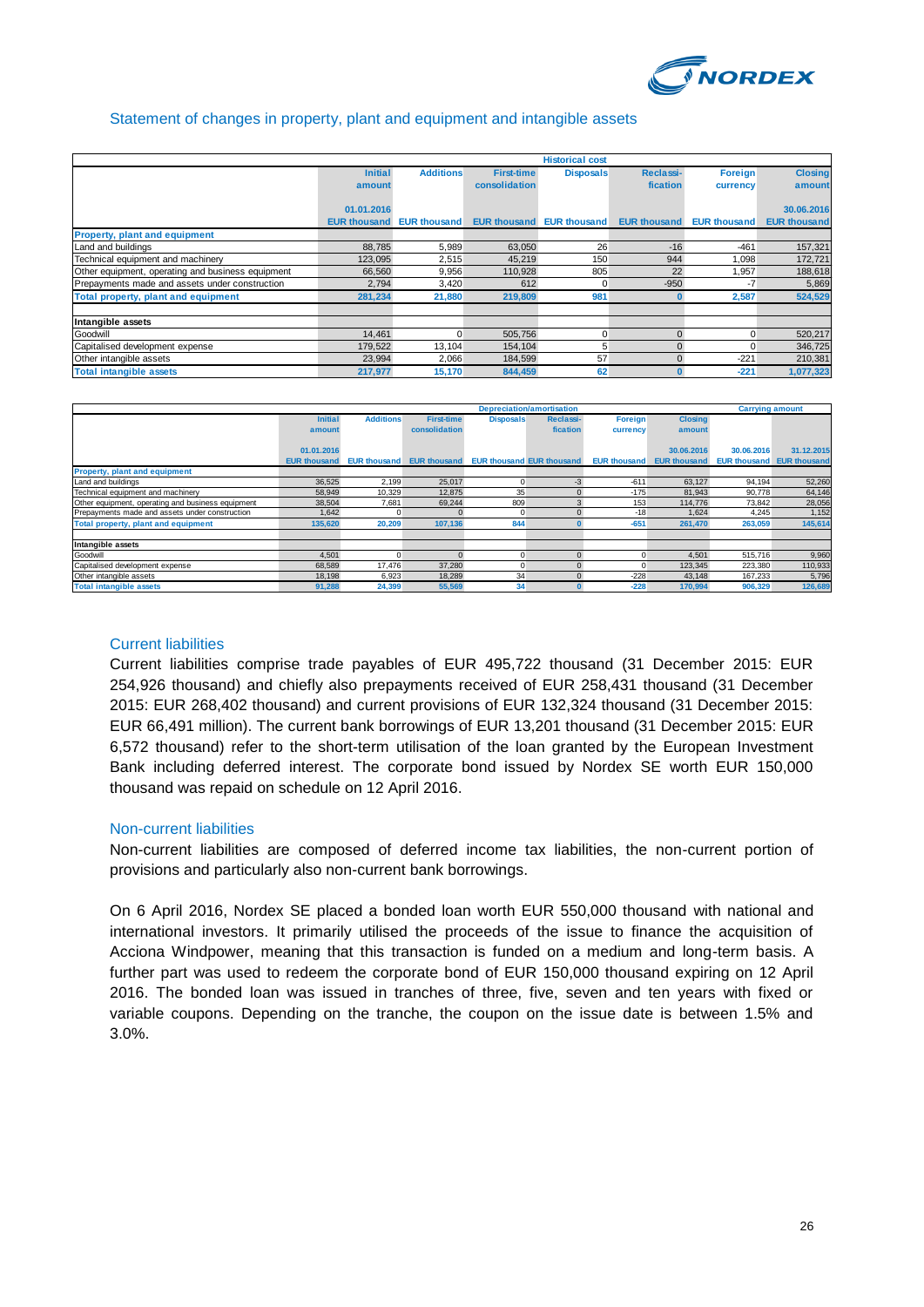## Statement of changes in property, plant and equipment and intangible assets

| | Historical cost | | | | | | |
|---|---|---|---|---|---|---|---|
| | Initial amount | Additions | First-time consolidation | Disposals | Reclassi-fication | Foreign currency | Closing amount |
| | 01.01.2016 | | | | | | 30.06.2016 |
| | EUR thousand | EUR thousand | EUR thousand | EUR thousand | EUR thousand | EUR thousand | EUR thousand |
| **Property, plant and equipment** | | | | | | | |
| Land and buildings | 88,785 | 5,989 | 63,050 | 26 | -16 | -461 | 157,321 |
| Technical equipment and machinery | 123,095 | 2,515 | 45,219 | 150 | 944 | 1,098 | 172,721 |
| Other equipment, operating and business equipment | 66,560 | 9,956 | 110,928 | 805 | 22 | 1,957 | 188,618 |
| Prepayments made and assets under construction | 2,794 | 3,420 | 612 | 0 | -950 | -7 | 5,869 |
| **Total property, plant and equipment** | **281,234** | **21,880** | **219,809** | **981** | **0** | **2,587** | **524,529** |
| | | | | | | | |
| **Intangible assets** | | | | | | | |
| Goodwill | 14,461 | 0 | 505,756 | 0 | 0 | 0 | 520,217 |
| Capitalised development expense | 179,522 | 13,104 | 154,104 | 5 | 0 | 0 | 346,725 |
| Other intangible assets | 23,994 | 2,066 | 184,599 | 57 | 0 | -221 | 210,381 |
| **Total intangible assets** | **217,977** | **15,170** | **844,459** | **62** | **0** | **-221** | **1,077,323** |

| | Depreciation/amortisation | | | | | | | Carrying amount | |
|---|---|---|---|---|---|---|---|---|---|
| | Initial amount | Additions | First-time consolidation | Disposals | Reclassi-fication | Foreign currency | Closing amount | | |
| | 01.01.2016 | | | | | | 30.06.2016 | 30.06.2016 | 31.12.2015 |
| | EUR thousand | EUR thousand | EUR thousand | EUR thousand | EUR thousand | EUR thousand | EUR thousand | EUR thousand | EUR thousand |
| **Property, plant and equipment** | | | | | | | | | |
| Land and buildings | 36,525 | 2,199 | 25,017 | 0 | -3 | -611 | 63,127 | 94,194 | 52,260 |
| Technical equipment and machinery | 58,949 | 10,329 | 12,875 | 35 | 0 | -175 | 81,943 | 90,778 | 64,146 |
| Other equipment, operating and business equipment | 38,504 | 7,681 | 69,244 | 809 | 3 | 153 | 114,776 | 73,842 | 28,056 |
| Prepayments made and assets under construction | 1,642 | 0 | 0 | 0 | 0 | -18 | 1,624 | 4,245 | 1,152 |
| **Total property, plant and equipment** | **135,620** | **20,209** | **107,136** | **844** | **0** | **-651** | **261,470** | **263,059** | **145,614** |
| | | | | | | | | | |
| **Intangible assets** | | | | | | | | | |
| Goodwill | 4,501 | 0 | 0 | 0 | 0 | 0 | 4,501 | 515,716 | 9,960 |
| Capitalised development expense | 68,589 | 17,476 | 37,280 | 0 | 0 | 0 | 123,345 | 223,380 | 110,933 |
| Other intangible assets | 18,198 | 6,923 | 18,289 | 34 | 0 | -228 | 43,148 | 167,233 | 5,796 |
| **Total intangible assets** | **91,288** | **24,399** | **55,569** | **34** | **0** | **-228** | **170,994** | **906,329** | **126,689** |

### Current liabilities

Current liabilities comprise trade payables of EUR 495,722 thousand (31 December 2015: EUR 254,926 thousand) and chiefly also prepayments received of EUR 258,431 thousand (31 December 2015: EUR 268,402 thousand) and current provisions of EUR 132,324 thousand (31 December 2015: EUR 66,491 million). The current bank borrowings of EUR 13,201 thousand (31 December 2015: EUR 6,572 thousand) refer to the short-term utilisation of the loan granted by the European Investment Bank including deferred interest. The corporate bond issued by Nordex SE worth EUR 150,000 thousand was repaid on schedule on 12 April 2016.

### Non-current liabilities

Non-current liabilities are composed of deferred income tax liabilities, the non-current portion of provisions and particularly also non-current bank borrowings.

On 6 April 2016, Nordex SE placed a bonded loan worth EUR 550,000 thousand with national and international investors. It primarily utilised the proceeds of the issue to finance the acquisition of Acciona Windpower, meaning that this transaction is funded on a medium and long-term basis. A further part was used to redeem the corporate bond of EUR 150,000 thousand expiring on 12 April 2016. The bonded loan was issued in tranches of three, five, seven and ten years with fixed or variable coupons. Depending on the tranche, the coupon on the issue date is between 1.5% and 3.0%.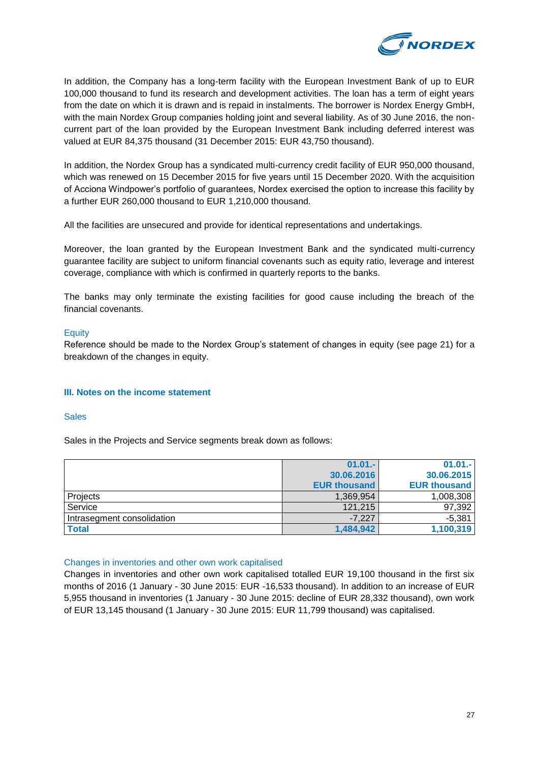In addition, the Company has a long-term facility with the European Investment Bank of up to EUR 100,000 thousand to fund its research and development activities. The loan has a term of eight years from the date on which it is drawn and is repaid in instalments. The borrower is Nordex Energy GmbH, with the main Nordex Group companies holding joint and several liability. As of 30 June 2016, the non-current part of the loan provided by the European Investment Bank including deferred interest was valued at EUR 84,375 thousand (31 December 2015: EUR 43,750 thousand).

In addition, the Nordex Group has a syndicated multi-currency credit facility of EUR 950,000 thousand, which was renewed on 15 December 2015 for five years until 15 December 2020. With the acquisition of Acciona Windpower's portfolio of guarantees, Nordex exercised the option to increase this facility by a further EUR 260,000 thousand to EUR 1,210,000 thousand.

All the facilities are unsecured and provide for identical representations and undertakings.

Moreover, the loan granted by the European Investment Bank and the syndicated multi-currency guarantee facility are subject to uniform financial covenants such as equity ratio, leverage and interest coverage, compliance with which is confirmed in quarterly reports to the banks.

The banks may only terminate the existing facilities for good cause including the breach of the financial covenants.

### Equity

Reference should be made to the Nordex Group's statement of changes in equity (see page 21) for a breakdown of the changes in equity.

## III. Notes on the income statement

### Sales

Sales in the Projects and Service segments break down as follows:

| | 01.01.-30.06.2016 EUR thousand | 01.01.-30.06.2015 EUR thousand |
|---|---|---|
| Projects | 1,369,954 | 1,008,308 |
| Service | 121,215 | 97,392 |
| Intrasegment consolidation | -7,227 | -5,381 |
| **Total** | **1,484,942** | **1,100,319** |

### Changes in inventories and other own work capitalised

Changes in inventories and other own work capitalised totalled EUR 19,100 thousand in the first six months of 2016 (1 January - 30 June 2015: EUR -16,533 thousand). In addition to an increase of EUR 5,955 thousand in inventories (1 January - 30 June 2015: decline of EUR 28,332 thousand), own work of EUR 13,145 thousand (1 January - 30 June 2015: EUR 11,799 thousand) was capitalised.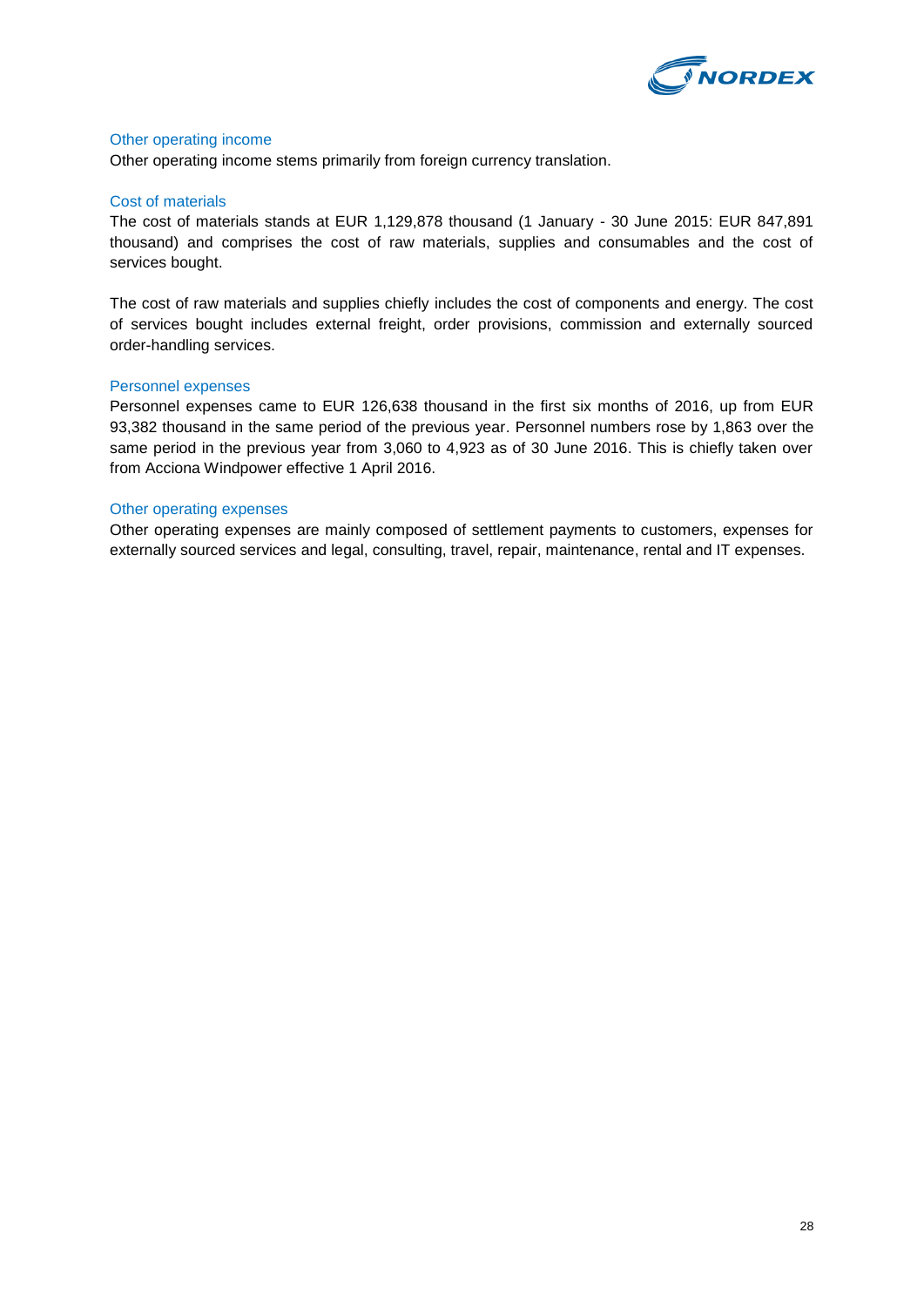### Other operating income

Other operating income stems primarily from foreign currency translation.

### Cost of materials

The cost of materials stands at EUR 1,129,878 thousand (1 January - 30 June 2015: EUR 847,891 thousand) and comprises the cost of raw materials, supplies and consumables and the cost of services bought.

The cost of raw materials and supplies chiefly includes the cost of components and energy. The cost of services bought includes external freight, order provisions, commission and externally sourced order-handling services.

### Personnel expenses

Personnel expenses came to EUR 126,638 thousand in the first six months of 2016, up from EUR 93,382 thousand in the same period of the previous year. Personnel numbers rose by 1,863 over the same period in the previous year from 3,060 to 4,923 as of 30 June 2016. This is chiefly taken over from Acciona Windpower effective 1 April 2016.

### Other operating expenses

Other operating expenses are mainly composed of settlement payments to customers, expenses for externally sourced services and legal, consulting, travel, repair, maintenance, rental and IT expenses.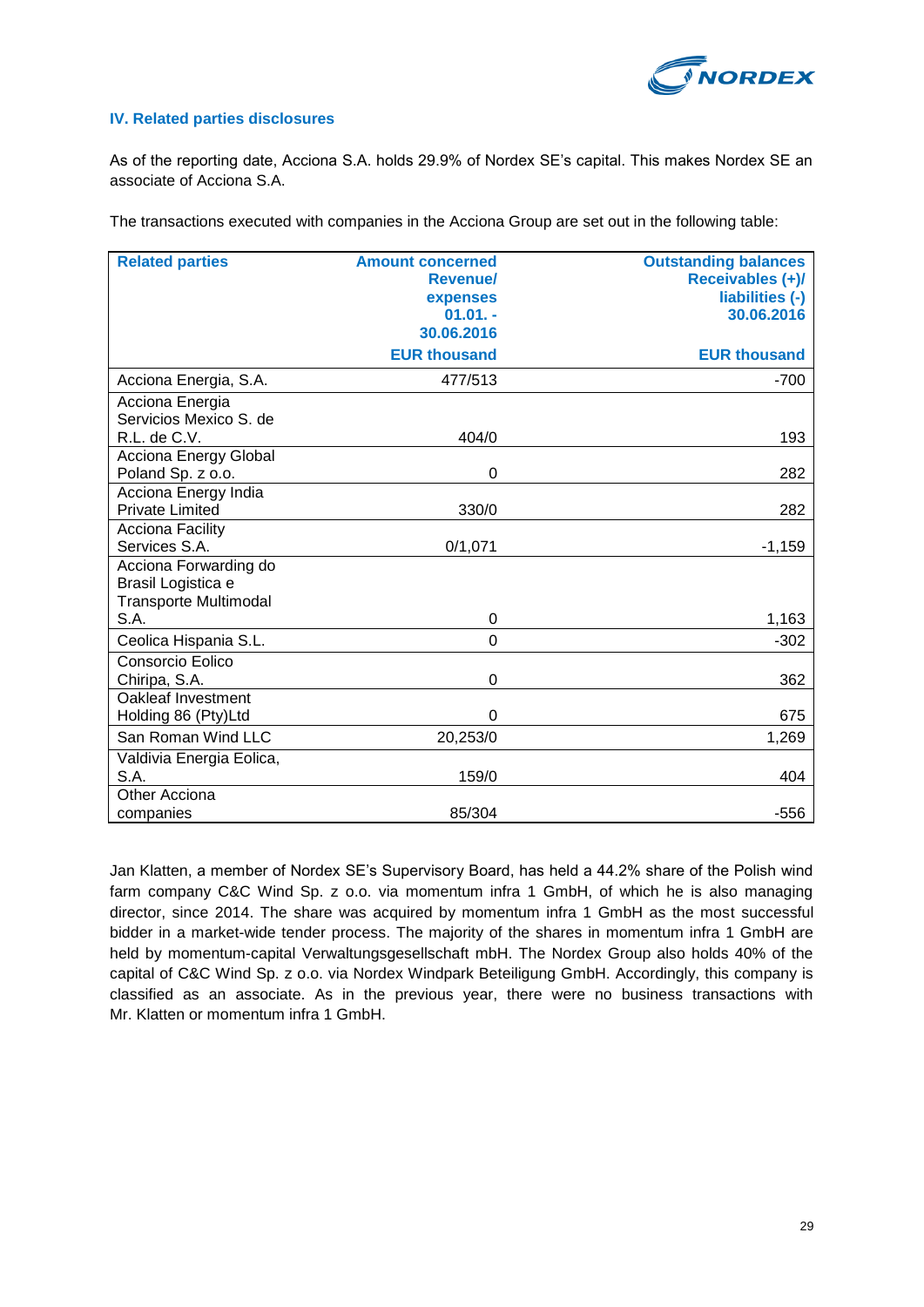### IV. Related parties disclosures

As of the reporting date, Acciona S.A. holds 29.9% of Nordex SE's capital. This makes Nordex SE an associate of Acciona S.A.

The transactions executed with companies in the Acciona Group are set out in the following table:

| Related parties | Amount concerned Revenue/ expenses 01.01. - 30.06.2016 | Outstanding balances Receivables (+)/ liabilities (-) 30.06.2016 |
|---|---|---|
| | EUR thousand | EUR thousand |
| Acciona Energia, S.A. | 477/513 | -700 |
| Acciona Energia Servicios Mexico S. de R.L. de C.V. | 404/0 | 193 |
| Acciona Energy Global Poland Sp. z o.o. | 0 | 282 |
| Acciona Energy India Private Limited | 330/0 | 282 |
| Acciona Facility Services S.A. | 0/1,071 | -1,159 |
| Acciona Forwarding do Brasil Logistica e Transporte Multimodal S.A. | 0 | 1,163 |
| Ceolica Hispania S.L. | 0 | -302 |
| Consorcio Eolico Chiripa, S.A. | 0 | 362 |
| Oakleaf Investment Holding 86 (Pty)Ltd | 0 | 675 |
| San Roman Wind LLC | 20,253/0 | 1,269 |
| Valdivia Energia Eolica, S.A. | 159/0 | 404 |
| Other Acciona companies | 85/304 | -556 |

Jan Klatten, a member of Nordex SE's Supervisory Board, has held a 44.2% share of the Polish wind farm company C&C Wind Sp. z o.o. via momentum infra 1 GmbH, of which he is also managing director, since 2014. The share was acquired by momentum infra 1 GmbH as the most successful bidder in a market-wide tender process. The majority of the shares in momentum infra 1 GmbH are held by momentum-capital Verwaltungsgesellschaft mbH. The Nordex Group also holds 40% of the capital of C&C Wind Sp. z o.o. via Nordex Windpark Beteiligung GmbH. Accordingly, this company is classified as an associate. As in the previous year, there were no business transactions with Mr. Klatten or momentum infra 1 GmbH.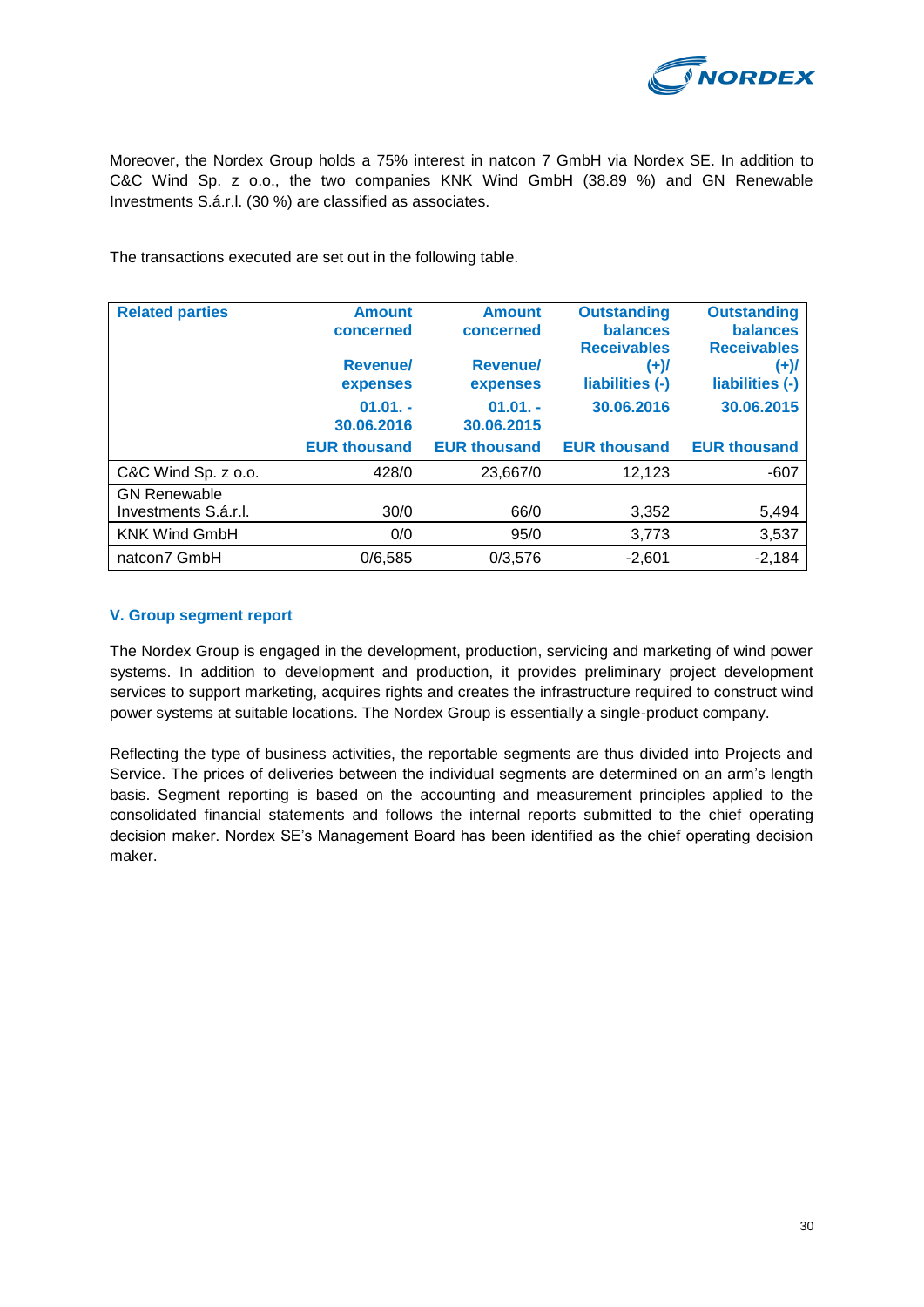Moreover, the Nordex Group holds a 75% interest in natcon 7 GmbH via Nordex SE. In addition to C&C Wind Sp. z o.o., the two companies KNK Wind GmbH (38.89 %) and GN Renewable Investments S.á.r.l. (30 %) are classified as associates.

The transactions executed are set out in the following table.

| Related parties | Amount concerned<br><br>Revenue/ expenses<br><br>01.01. - 30.06.2016<br><br>EUR thousand | Amount concerned<br><br>Revenue/ expenses<br><br>01.01. - 30.06.2015<br><br>EUR thousand | Outstanding balances Receivables (+)/ liabilities (-)<br><br>30.06.2016<br><br>EUR thousand | Outstanding balances Receivables (+)/ liabilities (-)<br><br>30.06.2015<br><br>EUR thousand |
|---|---:|---:|---:|---:|
| C&C Wind Sp. z o.o. | 428/0 | 23,667/0 | 12,123 | -607 |
| GN Renewable Investments S.á.r.l. | 30/0 | 66/0 | 3,352 | 5,494 |
| KNK Wind GmbH | 0/0 | 95/0 | 3,773 | 3,537 |
| natcon7 GmbH | 0/6,585 | 0/3,576 | -2,601 | -2,184 |

## V. Group segment report

The Nordex Group is engaged in the development, production, servicing and marketing of wind power systems. In addition to development and production, it provides preliminary project development services to support marketing, acquires rights and creates the infrastructure required to construct wind power systems at suitable locations. The Nordex Group is essentially a single-product company.

Reflecting the type of business activities, the reportable segments are thus divided into Projects and Service. The prices of deliveries between the individual segments are determined on an arm's length basis. Segment reporting is based on the accounting and measurement principles applied to the consolidated financial statements and follows the internal reports submitted to the chief operating decision maker. Nordex SE's Management Board has been identified as the chief operating decision maker.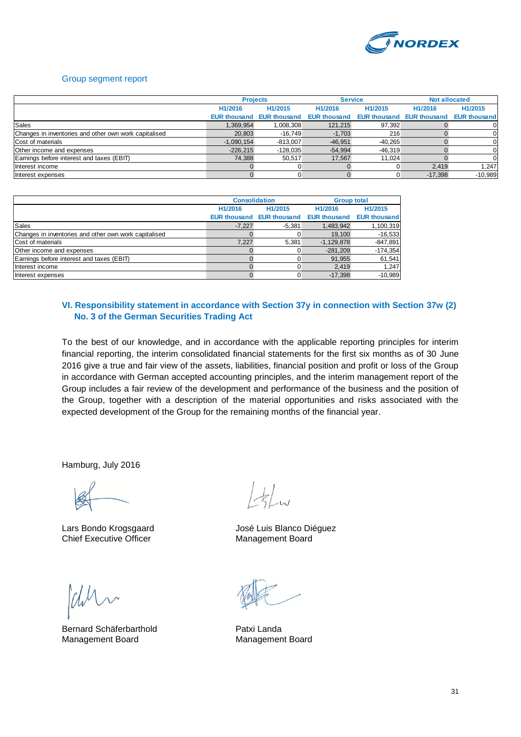## Group segment report

| | Projects | | Service | | Not allocated | |
|---|---|---|---|---|---|---|
| | H1/2016 EUR thousand | H1/2015 EUR thousand | H1/2016 EUR thousand | H1/2015 EUR thousand | H1/2016 EUR thousand | H1/2015 EUR thousand |
| Sales | 1,369,954 | 1,008,308 | 121,215 | 97,392 | 0 | 0 |
| Changes in inventories and other own work capitalised | 20,803 | -16,749 | -1,703 | 216 | 0 | 0 |
| Cost of materials | -1,090,154 | -813,007 | -46,951 | -40,265 | 0 | 0 |
| Other income and expenses | -226,215 | -128,035 | -54,994 | -46,319 | 0 | 0 |
| Earnings before interest and taxes (EBIT) | 74,388 | 50,517 | 17,567 | 11,024 | 0 | 0 |
| Interest income | 0 | 0 | 0 | 0 | 2,419 | 1,247 |
| Interest expenses | 0 | 0 | 0 | 0 | -17,398 | -10,989 |

| | Consolidation | | Group total | |
|---|---|---|---|---|
| | H1/2016 EUR thousand | H1/2015 EUR thousand | H1/2016 EUR thousand | H1/2015 EUR thousand |
| Sales | -7,227 | -5,381 | 1,483,942 | 1,100,319 |
| Changes in inventories and other own work capitalised | 0 | 0 | 19,100 | -16,533 |
| Cost of materials | 7,227 | 5,381 | -1,129,878 | -847,891 |
| Other income and expenses | 0 | 0 | -281,209 | -174,354 |
| Earnings before interest and taxes (EBIT) | 0 | 0 | 91,955 | 61,541 |
| Interest income | 0 | 0 | 2,419 | 1,247 |
| Interest expenses | 0 | 0 | -17,398 | -10,989 |

## VI. Responsibility statement in accordance with Section 37y in connection with Section 37w (2) No. 3 of the German Securities Trading Act

To the best of our knowledge, and in accordance with the applicable reporting principles for interim financial reporting, the interim consolidated financial statements for the first six months as of 30 June 2016 give a true and fair view of the assets, liabilities, financial position and profit or loss of the Group in accordance with German accepted accounting principles, and the interim management report of the Group includes a fair review of the development and performance of the business and the position of the Group, together with a description of the material opportunities and risks associated with the expected development of the Group for the remaining months of the financial year.

Hamburg, July 2016

Lars Bondo Krogsgaard
Chief Executive Officer

José Luis Blanco Diéguez
Management Board

Bernard Schäferbarthold
Management Board

Patxi Landa
Management Board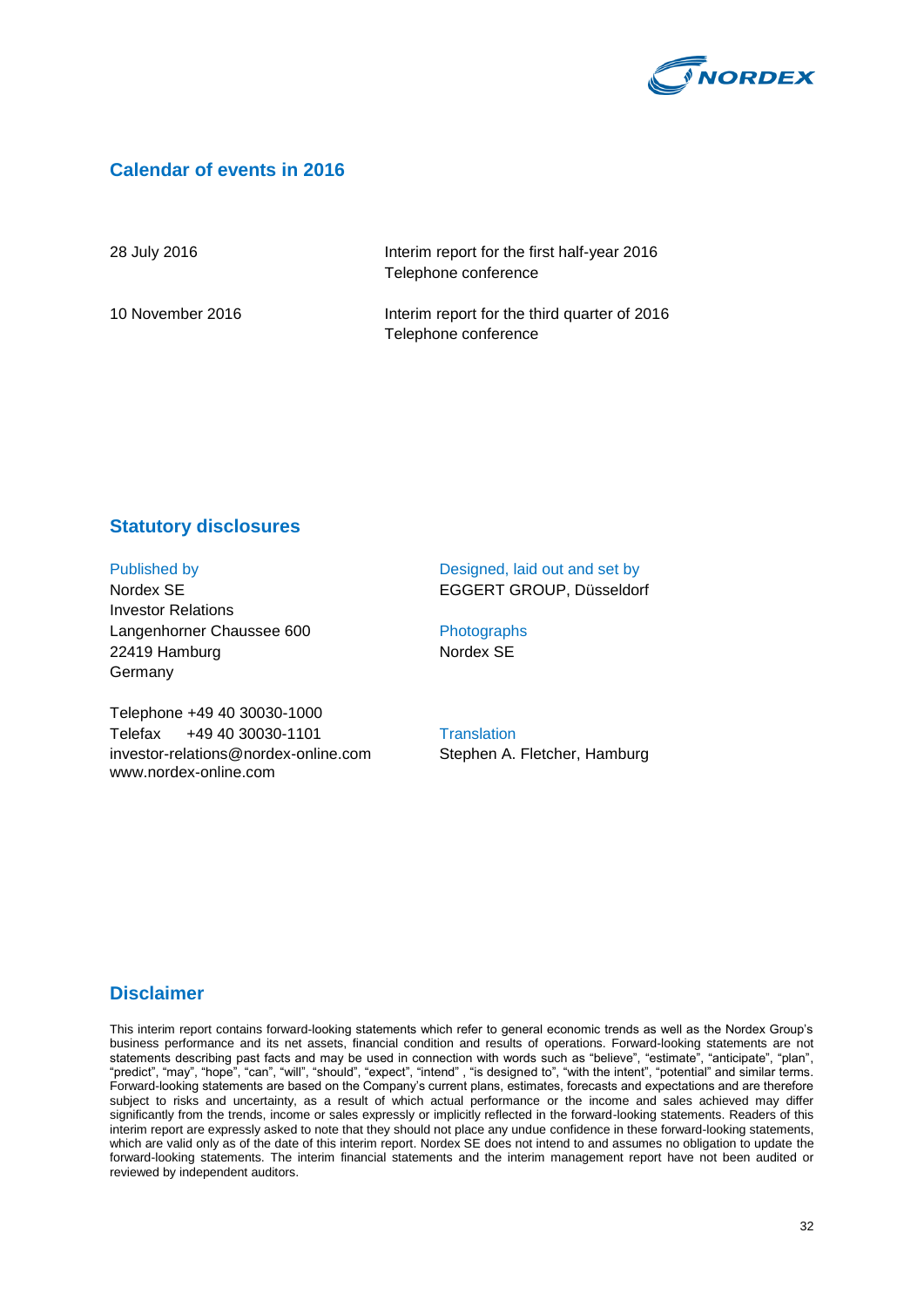## Calendar of events in 2016

| | |
|---|---|
| 28 July 2016 | Interim report for the first half-year 2016<br>Telephone conference |
| 10 November 2016 | Interim report for the third quarter of 2016<br>Telephone conference |

## Statutory disclosures

**Published by**
Nordex SE
Investor Relations
Langenhorner Chaussee 600
22419 Hamburg
Germany

Telephone +49 40 30030-1000
Telefax +49 40 30030-1101
investor-relations@nordex-online.com
www.nordex-online.com

**Designed, laid out and set by**
EGGERT GROUP, Düsseldorf

**Photographs**
Nordex SE

**Translation**
Stephen A. Fletcher, Hamburg

## Disclaimer

This interim report contains forward-looking statements which refer to general economic trends as well as the Nordex Group's business performance and its net assets, financial condition and results of operations. Forward-looking statements are not statements describing past facts and may be used in connection with words such as "believe", "estimate", "anticipate", "plan", "predict", "may", "hope", "can", "will", "should", "expect", "intend" , "is designed to", "with the intent", "potential" and similar terms. Forward-looking statements are based on the Company's current plans, estimates, forecasts and expectations and are therefore subject to risks and uncertainty, as a result of which actual performance or the income and sales achieved may differ significantly from the trends, income or sales expressly or implicitly reflected in the forward-looking statements. Readers of this interim report are expressly asked to note that they should not place any undue confidence in these forward-looking statements, which are valid only as of the date of this interim report. Nordex SE does not intend to and assumes no obligation to update the forward-looking statements. The interim financial statements and the interim management report have not been audited or reviewed by independent auditors.